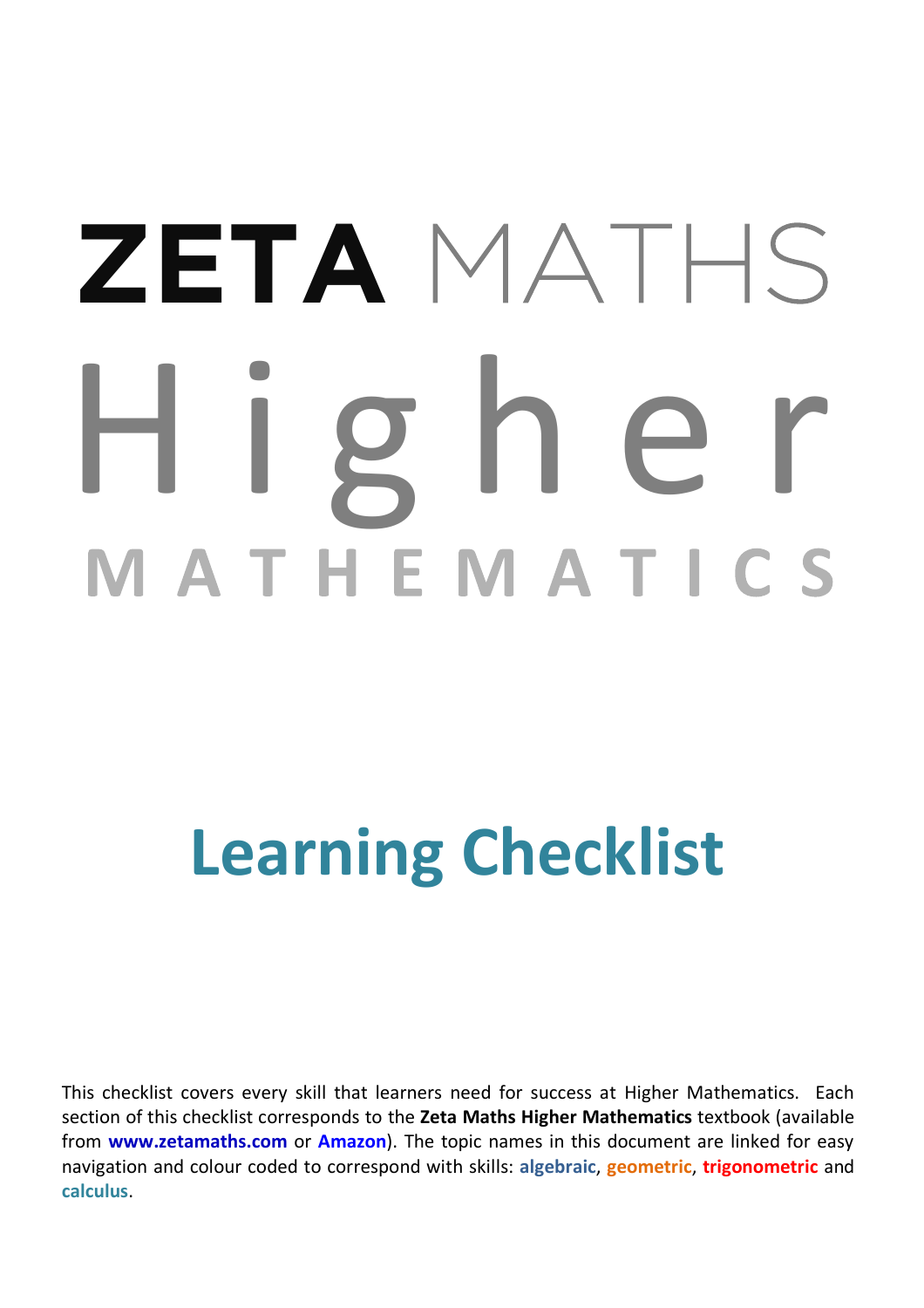# ZETA MATHS

# Higher

## MATHEMATICS

# Learning Checklist

This checklist covers every skill that learners need for success at Higher Mathematics. Each section of this checklist corresponds to the **Zeta Maths Higher Mathematics** textbook (available from **www.zetamaths.com** or **Amazon**). The topic names in this document are linked for easy navigation and colour coded to correspond with skills: **algebraic**, **geometric**, **trigonometric** and **calculus**.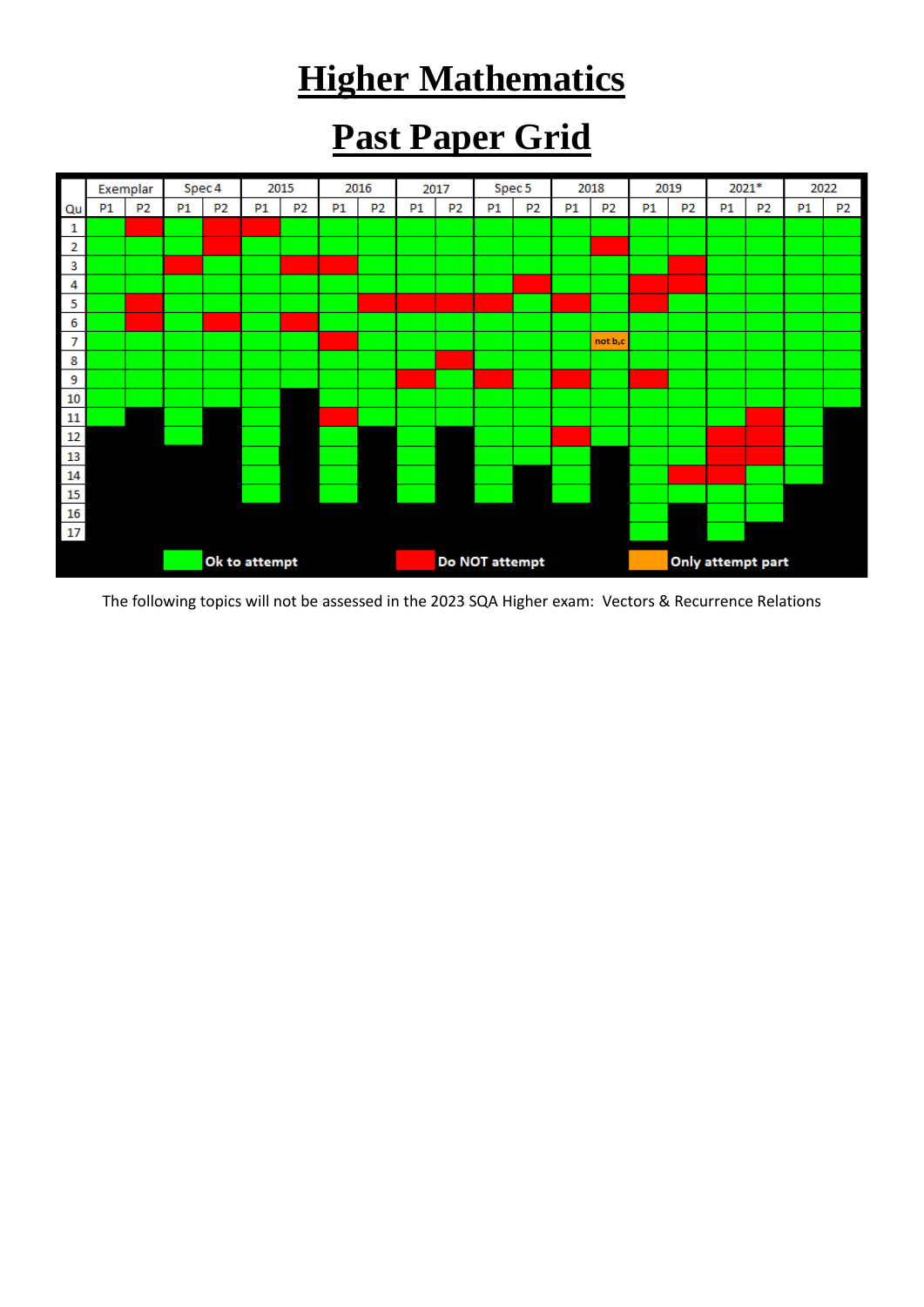# Higher Mathematics

# Past Paper Grid

| | Exemplar | | Spec 4 | | 2015 | | 2016 | | 2017 | | Spec 5 | | 2018 | | 2019 | | 2021* | | 2022 | |
|---|---|---|---|---|---|---|---|---|---|---|---|---|---|---|---|---|---|---|---|---|
| Qu | P1 | P2 | P1 | P2 | P1 | P2 | P1 | P2 | P1 | P2 | P1 | P2 | P1 | P2 | P1 | P2 | P1 | P2 | P1 | P2 |
| 1 | Ok | Do NOT | Ok | Do NOT | Do NOT | Ok | Ok | Ok | Ok | Ok | Ok | Ok | Ok | Ok | Ok | Ok | Ok | Ok | Ok | Ok |
| 2 | Ok | Ok | Ok | Ok | Ok | Ok | Ok | Ok | Ok | Ok | Ok | Ok | Ok | Do NOT | Ok | Ok | Ok | Ok | Ok | Ok |
| 3 | Ok | Ok | Do NOT | Ok | Ok | Do NOT | Do NOT | Ok | Ok | Ok | Ok | Ok | Ok | Ok | Ok | Do NOT | Ok | Ok | Ok | Ok |
| 4 | Ok | Ok | Ok | Ok | Ok | Ok | Ok | Ok | Ok | Ok | Ok | Do NOT | Ok | Ok | Do NOT | Do NOT | Ok | Ok | Ok | Ok |
| 5 | Ok | Do NOT | Ok | Ok | Ok | Ok | Ok | Do NOT | Do NOT | Do NOT | Do NOT | Ok | Do NOT | Ok | Do NOT | Ok | Ok | Ok | Ok | Ok |
| 6 | Ok | Do NOT | Ok | Do NOT | Ok | Do NOT | Ok | Ok | Ok | Ok | Ok | Ok | Ok | Ok | Ok | Ok | Ok | Ok | Ok | Ok |
| 7 | Ok | Ok | Ok | Ok | Ok | Ok | Do NOT | Ok | Ok | Ok | Ok | Ok | Ok | not b,c | Ok | Ok | Ok | Ok | Ok | Ok |
| 8 | Ok | Ok | Ok | Ok | Ok | Ok | Ok | Ok | Ok | Do NOT | Ok | Ok | Ok | Ok | Ok | Ok | Ok | Ok | Ok | Ok |
| 9 | Ok | Ok | Ok | Ok | Ok | Ok | Ok | Ok | Do NOT | Ok | Do NOT | Ok | Do NOT | Ok | Do NOT | Ok | Ok | Ok | Ok | Ok |
| 10 | Ok | Ok | Ok | Ok | Ok | | Ok | Ok | Ok | Ok | Ok | Ok | Ok | Ok | Ok | Ok | Ok | Ok | Ok | Ok |
| 11 | Ok | | Ok | | Ok | | Do NOT | Ok | Ok | Ok | Ok | Ok | Ok | Ok | Ok | Ok | Ok | Do NOT | Ok | |
| 12 | | | Ok | | Ok | | Ok | | Ok | | Ok | Ok | Do NOT | Ok | Ok | Ok | Do NOT | Do NOT | Ok | |
| 13 | | | | | Ok | | Ok | | Ok | | Ok | Ok | Ok | | Ok | Ok | Do NOT | Do NOT | Ok | |
| 14 | | | | | Ok | | Ok | | Ok | | Ok | | Ok | | Ok | Do NOT | Do NOT | Ok | Ok | |
| 15 | | | | | Ok | | Ok | | Ok | | Ok | | Ok | | Ok | Ok | Ok | Ok | | |
| 16 | | | | | | | | | | | | | | | Ok | | Ok | Ok | | |
| 17 | | | | | | | | | | | | | | | Ok | | Ok | | | |

Ok to attempt | Do NOT attempt | Only attempt part

The following topics will not be assessed in the 2023 SQA Higher exam: Vectors & Recurrence Relations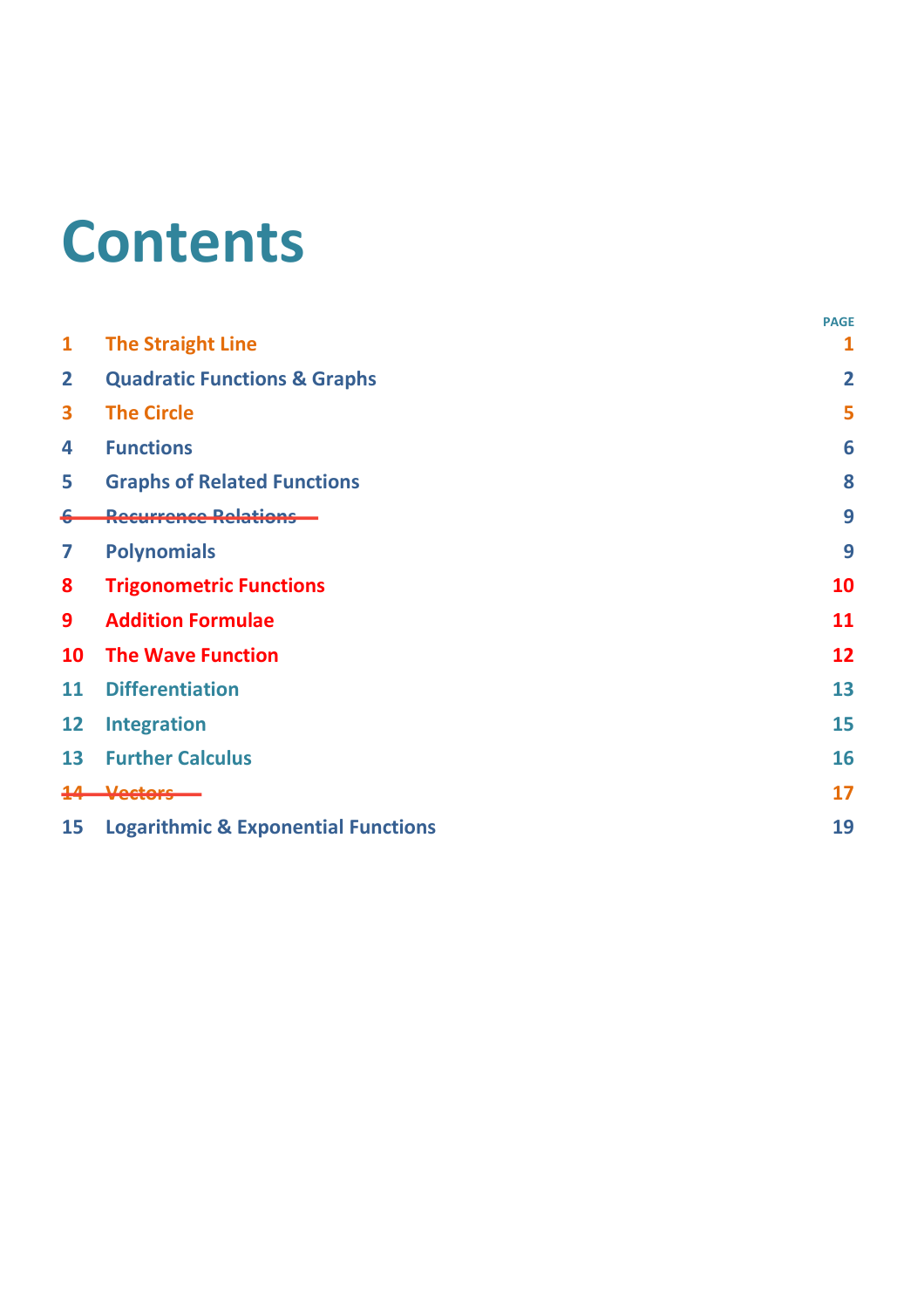# Contents

| | | PAGE |
|---|---|---|
| 1 | The Straight Line | 1 |
| 2 | Quadratic Functions & Graphs | 2 |
| 3 | The Circle | 5 |
| 4 | Functions | 6 |
| 5 | Graphs of Related Functions | 8 |
| ~~6~~ | ~~Recurrence Relations~~ | 9 |
| 7 | Polynomials | 9 |
| 8 | Trigonometric Functions | 10 |
| 9 | Addition Formulae | 11 |
| 10 | The Wave Function | 12 |
| 11 | Differentiation | 13 |
| 12 | Integration | 15 |
| 13 | Further Calculus | 16 |
| ~~14~~ | ~~Vectors~~ | 17 |
| 15 | Logarithmic & Exponential Functions | 19 |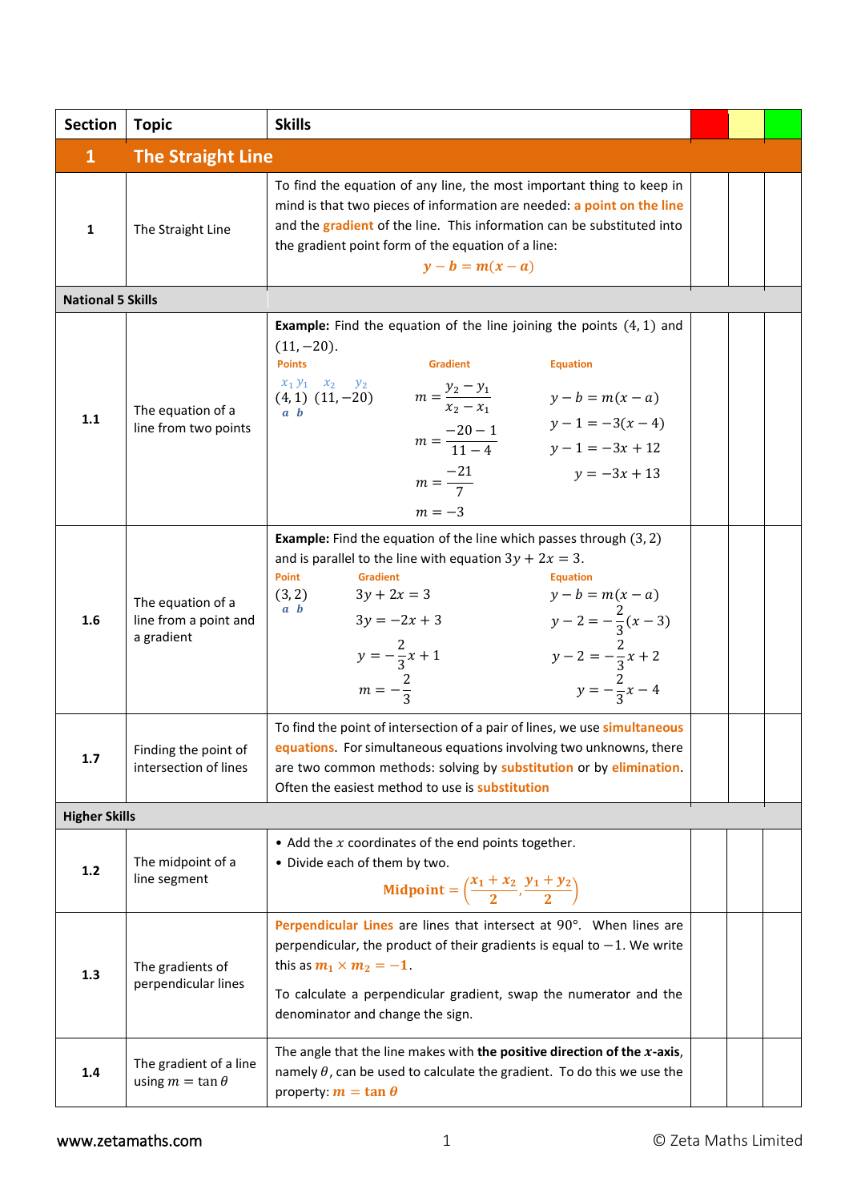| Section | Topic | Skills | | | |
|---|---|---|---|---|---|
| **1** | **The Straight Line** | | | | |
| 1 | The Straight Line | To find the equation of any line, the most important thing to keep in mind is that two pieces of information are needed: **a point on the line** and the **gradient** of the line. This information can be substituted into the gradient point form of the equation of a line: $\boldsymbol{y - b = m(x - a)}$ | | | |
| **National 5 Skills** | | | | | |
| 1.1 | The equation of a line from two points | **Example:** Find the equation of the line joining the points $(4, 1)$ and $(11, -20)$. <br> Points: $(4, 1)\ (11, -20)$ with $x_1\ y_1$, $x_2\ y_2$; $a\ b$ <br> Gradient: $m = \frac{y_2 - y_1}{x_2 - x_1}$, $m = \frac{-20 - 1}{11 - 4}$, $m = \frac{-21}{7}$, $m = -3$ <br> Equation: $y - b = m(x - a)$, $y - 1 = -3(x - 4)$, $y - 1 = -3x + 12$, $y = -3x + 13$ | | | |
| 1.6 | The equation of a line from a point and a gradient | **Example:** Find the equation of the line which passes through $(3, 2)$ and is parallel to the line with equation $3y + 2x = 3$. <br> Point: $(3, 2)$; $a\ b$ <br> Gradient: $3y + 2x = 3$, $3y = -2x + 3$, $y = -\frac{2}{3}x + 1$, $m = -\frac{2}{3}$ <br> Equation: $y - b = m(x - a)$, $y - 2 = -\frac{2}{3}(x - 3)$, $y - 2 = -\frac{2}{3}x + 2$, $y = -\frac{2}{3}x - 4$ | | | |
| 1.7 | Finding the point of intersection of lines | To find the point of intersection of a pair of lines, we use **simultaneous equations**. For simultaneous equations involving two unknowns, there are two common methods: solving by **substitution** or by **elimination**. Often the easiest method to use is **substitution** | | | |
| **Higher Skills** | | | | | |
| 1.2 | The midpoint of a line segment | • Add the $x$ coordinates of the end points together. <br> • Divide each of them by two. <br> $\textbf{Midpoint} = \left(\frac{x_1 + x_2}{2}, \frac{y_1 + y_2}{2}\right)$ | | | |
| 1.3 | The gradients of perpendicular lines | **Perpendicular Lines** are lines that intersect at 90°. When lines are perpendicular, the product of their gradients is equal to $-1$. We write this as $\boldsymbol{m_1 \times m_2 = -1}$. <br> To calculate a perpendicular gradient, swap the numerator and the denominator and change the sign. | | | |
| 1.4 | The gradient of a line using $m = \tan\theta$ | The angle that the line makes with **the positive direction of the $x$-axis**, namely $\theta$, can be used to calculate the gradient. To do this we use the property: $\boldsymbol{m = \tan\theta}$ | | | |

www.zetamaths.com © Zeta Maths Limited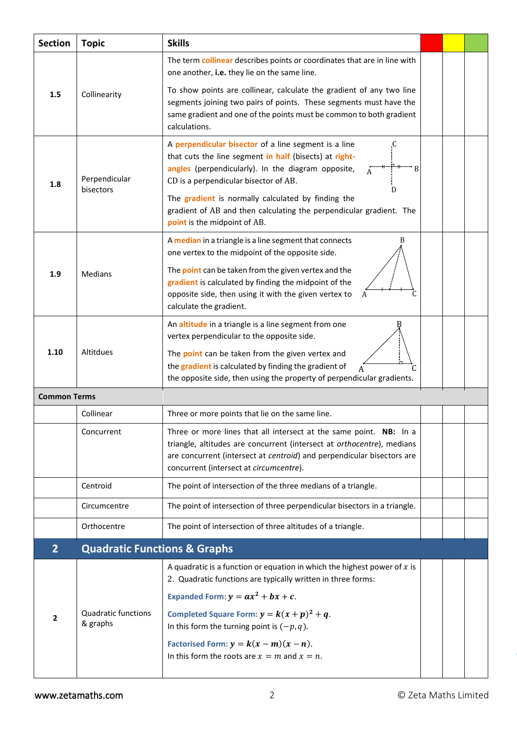| Section | Topic | Skills | | | |
|---|---|---|---|---|---|
| **1.5** | Collinearity | The term **collinear** describes points or coordinates that are in line with one another, **i.e.** they lie on the same line. To show points are collinear, calculate the gradient of any two line segments joining two pairs of points. These segments must have the same gradient and one of the points must be common to both gradient calculations. | | | |
| **1.8** | Perpendicular bisectors | A **perpendicular bisector** of a line segment is a line that cuts the line segment **in half** (bisects) at **right-angles** (perpendicularly). In the diagram opposite, CD is a perpendicular bisector of AB. The **gradient** is normally calculated by finding the gradient of AB and then calculating the perpendicular gradient. The **point** is the midpoint of AB. | | | |
| **1.9** | Medians | A **median** in a triangle is a line segment that connects one vertex to the midpoint of the opposite side. The **point** can be taken from the given vertex and the **gradient** is calculated by finding the midpoint of the opposite side, then using it with the given vertex to calculate the gradient. | | | |
| **1.10** | Altitudes | An **altitude** in a triangle is a line segment from one vertex perpendicular to the opposite side. The **point** can be taken from the given vertex and the **gradient** is calculated by finding the gradient of the opposite side, then using the property of perpendicular gradients. | | | |
| **Common Terms** | | | | | |
| | Collinear | Three or more points that lie on the same line. | | | |
| | Concurrent | Three or more lines that all intersect at the same point. **NB:** In a triangle, altitudes are concurrent (intersect at *orthocentre*), medians are concurrent (intersect at *centroid*) and perpendicular bisectors are concurrent (intersect at *circumcentre*). | | | |
| | Centroid | The point of intersection of the three medians of a triangle. | | | |
| | Circumcentre | The point of intersection of three perpendicular bisectors in a triangle. | | | |
| | Orthocentre | The point of intersection of three altitudes of a triangle. | | | |

## 2 Quadratic Functions & Graphs

| Section | Topic | Skills | | | |
|---|---|---|---|---|---|
| **2** | Quadratic functions & graphs | A quadratic is a function or equation in which the highest power of $x$ is 2. Quadratic functions are typically written in three forms: **Expanded Form:** $y = ax^2 + bx + c$. **Completed Square Form:** $y = k(x+p)^2 + q$. In this form the turning point is $(-p, q)$. **Factorised Form:** $y = k(x-m)(x-n)$. In this form the roots are $x = m$ and $x = n$. | | | |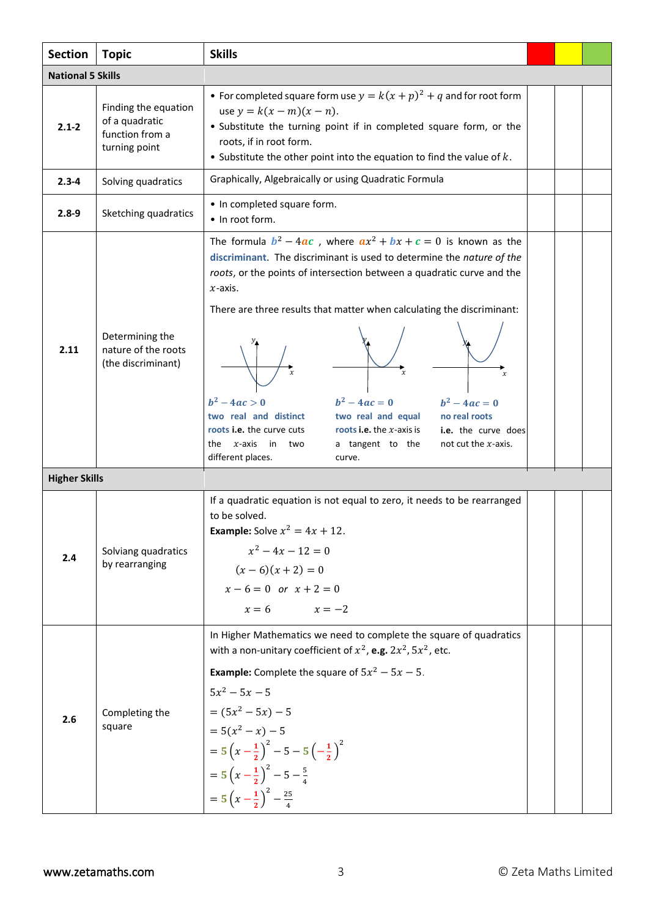| Section | Topic | Skills | | | |
|---|---|---|---|---|---|
| **National 5 Skills** | | | | | |
| **2.1-2** | Finding the equation of a quadratic function from a turning point | • For completed square form use $y = k(x+p)^2 + q$ and for root form use $y = k(x-m)(x-n)$. <br> • Substitute the turning point if in completed square form, or the roots, if in root form. <br> • Substitute the other point into the equation to find the value of $k$. | | | |
| **2.3-4** | Solving quadratics | Graphically, Algebraically or using Quadratic Formula | | | |
| **2.8-9** | Sketching quadratics | • In completed square form. <br> • In root form. | | | |
| **2.11** | Determining the nature of the roots (the discriminant) | The formula $b^2 - 4ac$ , where $ax^2 + bx + c = 0$ is known as the **discriminant**. The discriminant is used to determine the *nature of the roots*, or the points of intersection between a quadratic curve and the $x$-axis. <br><br> There are three results that matter when calculating the discriminant: <br><br> $\boldsymbol{b^2 - 4ac > 0}$ **two real and distinct roots** **i.e.** the curve cuts the $x$-axis in two different places. <br><br> $\boldsymbol{b^2 - 4ac = 0}$ **two real and equal roots** **i.e.** the $x$-axis is a tangent to the curve. <br><br> $\boldsymbol{b^2 - 4ac = 0}$ **no real roots** **i.e.** the curve does not cut the $x$-axis. | | | |
| **Higher Skills** | | | | | |
| **2.4** | Solviang quadratics by rearranging | If a quadratic equation is not equal to zero, it needs to be rearranged to be solved. <br> **Example:** Solve $x^2 = 4x + 12$. <br> $x^2 - 4x - 12 = 0$ <br> $(x-6)(x+2) = 0$ <br> $x - 6 = 0 \;\; or \;\; x + 2 = 0$ <br> $x = 6 \qquad x = -2$ | | | |
| **2.6** | Completing the square | In Higher Mathematics we need to complete the square of quadratics with a non-unitary coefficient of $x^2$, **e.g.** $2x^2, 5x^2$, etc. <br><br> **Example:** Complete the square of $5x^2 - 5x - 5$. <br> $5x^2 - 5x - 5$ <br> $= (5x^2 - 5x) - 5$ <br> $= 5(x^2 - x) - 5$ <br> $= 5\left(x - \frac{1}{2}\right)^2 - 5 - 5\left(-\frac{1}{2}\right)^2$ <br> $= 5\left(x - \frac{1}{2}\right)^2 - 5 - \frac{5}{4}$ <br> $= 5\left(x - \frac{1}{2}\right)^2 - \frac{25}{4}$ | | | |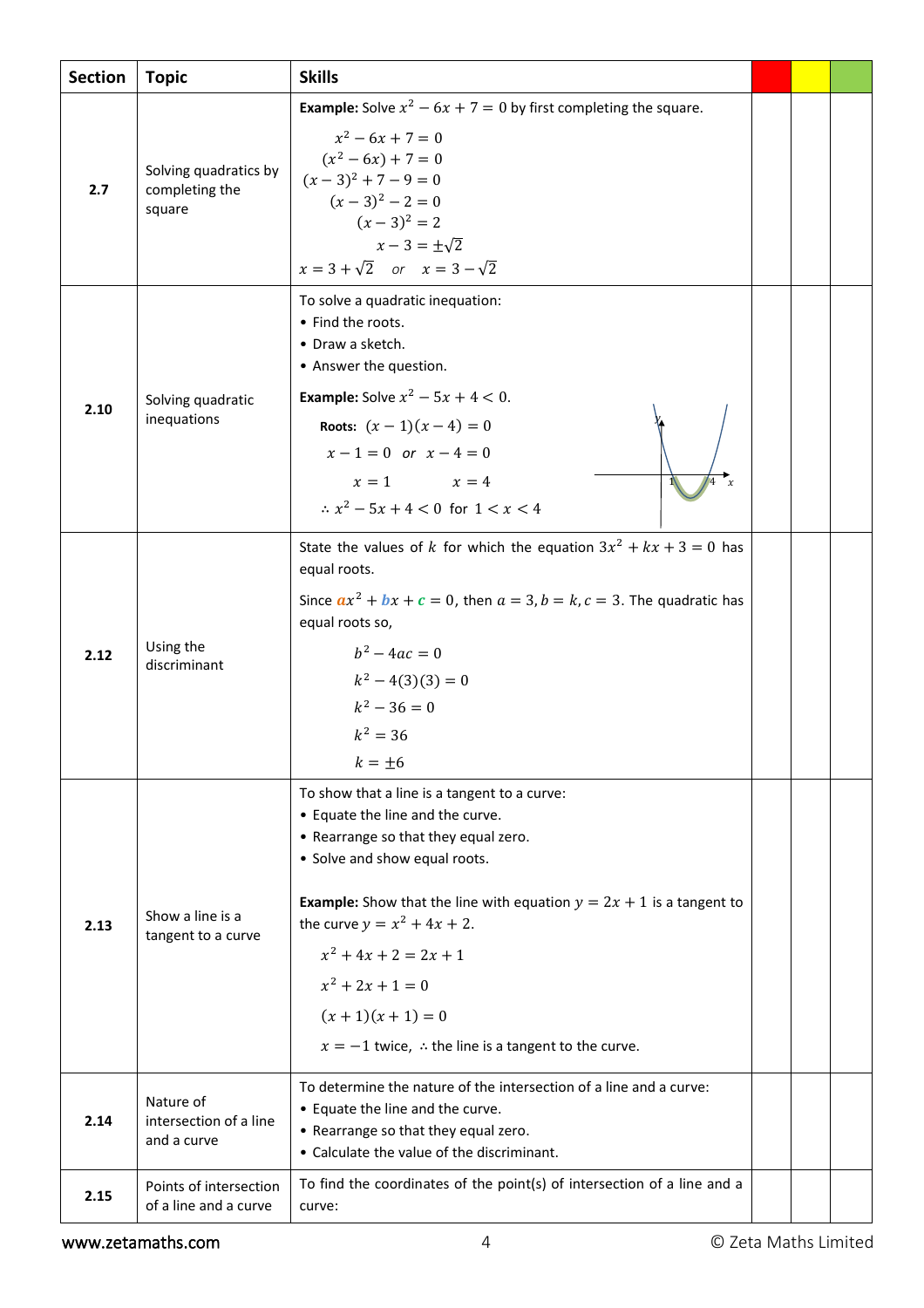| Section | Topic | Skills | | | |
|---|---|---|---|---|---|
| 2.7 | Solving quadratics by completing the square | **Example:** Solve $x^2 - 6x + 7 = 0$ by first completing the square.<br>$x^2 - 6x + 7 = 0$<br>$(x^2 - 6x) + 7 = 0$<br>$(x-3)^2 + 7 - 9 = 0$<br>$(x-3)^2 - 2 = 0$<br>$(x-3)^2 = 2$<br>$x - 3 = \pm\sqrt{2}$<br>$x = 3 + \sqrt{2}$ *or* $x = 3 - \sqrt{2}$ | | | |
| 2.10 | Solving quadratic inequations | To solve a quadratic inequation:<br>• Find the roots.<br>• Draw a sketch.<br>• Answer the question.<br>**Example:** Solve $x^2 - 5x + 4 < 0$.<br>**Roots:** $(x-1)(x-4) = 0$<br>$x - 1 = 0$ *or* $x - 4 = 0$<br>$x = 1$ $\quad x = 4$<br>$\therefore x^2 - 5x + 4 < 0$ for $1 < x < 4$ | | | |
| 2.12 | Using the discriminant | State the values of $k$ for which the equation $3x^2 + kx + 3 = 0$ has equal roots.<br>Since $ax^2 + bx + c = 0$, then $a = 3, b = k, c = 3$. The quadratic has equal roots so,<br>$b^2 - 4ac = 0$<br>$k^2 - 4(3)(3) = 0$<br>$k^2 - 36 = 0$<br>$k^2 = 36$<br>$k = \pm 6$ | | | |
| 2.13 | Show a line is a tangent to a curve | To show that a line is a tangent to a curve:<br>• Equate the line and the curve.<br>• Rearrange so that they equal zero.<br>• Solve and show equal roots.<br>**Example:** Show that the line with equation $y = 2x + 1$ is a tangent to the curve $y = x^2 + 4x + 2$.<br>$x^2 + 4x + 2 = 2x + 1$<br>$x^2 + 2x + 1 = 0$<br>$(x+1)(x+1) = 0$<br>$x = -1$ twice, $\therefore$ the line is a tangent to the curve. | | | |
| 2.14 | Nature of intersection of a line and a curve | To determine the nature of the intersection of a line and a curve:<br>• Equate the line and the curve.<br>• Rearrange so that they equal zero.<br>• Calculate the value of the discriminant. | | | |
| 2.15 | Points of intersection of a line and a curve | To find the coordinates of the point(s) of intersection of a line and a curve: | | | |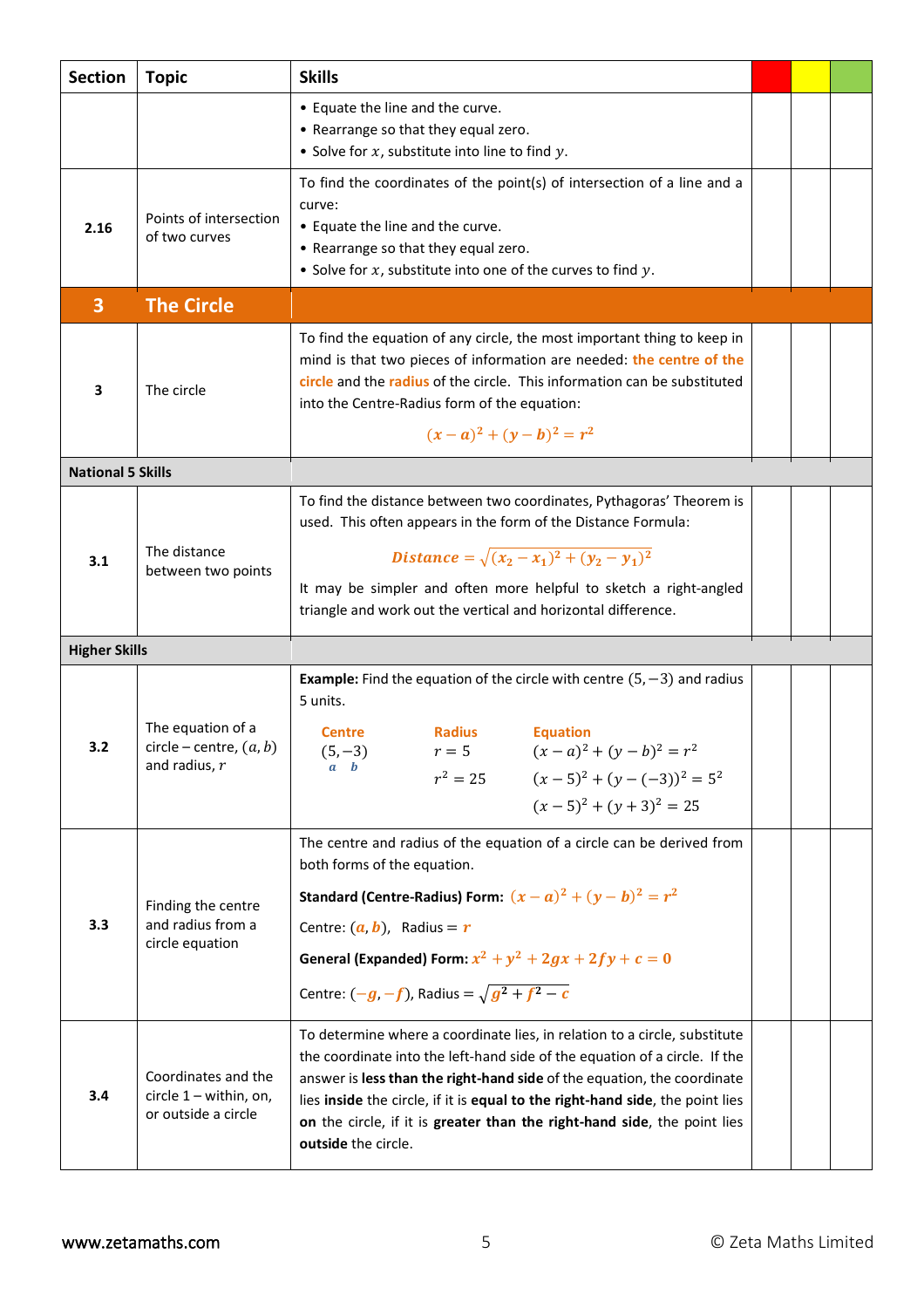| Section | Topic | Skills | | | |
|---|---|---|---|---|---|
| | | • Equate the line and the curve.<br>• Rearrange so that they equal zero.<br>• Solve for $x$, substitute into line to find $y$. | | | |
| **2.16** | Points of intersection of two curves | To find the coordinates of the point(s) of intersection of a line and a curve:<br>• Equate the line and the curve.<br>• Rearrange so that they equal zero.<br>• Solve for $x$, substitute into one of the curves to find $y$. | | | |
| **3** | **The Circle** | | | | |
| **3** | The circle | To find the equation of any circle, the most important thing to keep in mind is that two pieces of information are needed: the centre of the circle and the radius of the circle. This information can be substituted into the Centre-Radius form of the equation:<br>$$(x-a)^2+(y-b)^2=r^2$$ | | | |
| **National 5 Skills** | | | | | |
| **3.1** | The distance between two points | To find the distance between two coordinates, Pythagoras' Theorem is used. This often appears in the form of the Distance Formula:<br>$$Distance = \sqrt{(x_2-x_1)^2+(y_2-y_1)^2}$$<br>It may be simpler and often more helpful to sketch a right-angled triangle and work out the vertical and horizontal difference. | | | |
| **Higher Skills** | | | | | |
| **3.2** | The equation of a circle – centre, $(a, b)$ and radius, $r$ | **Example:** Find the equation of the circle with centre $(5, -3)$ and radius 5 units.<br>Centre: $(5, -3)$, $a = 5$, $b = -3$<br>Radius: $r = 5$, $r^2 = 25$<br>Equation:<br>$(x-a)^2+(y-b)^2=r^2$<br>$(x-5)^2+(y-(-3))^2=5^2$<br>$(x-5)^2+(y+3)^2=25$ | | | |
| **3.3** | Finding the centre and radius from a circle equation | The centre and radius of the equation of a circle can be derived from both forms of the equation.<br>**Standard (Centre-Radius) Form:** $(x-a)^2+(y-b)^2=r^2$<br>Centre: $(a, b)$, Radius $= r$<br>**General (Expanded) Form:** $x^2+y^2+2gx+2fy+c=0$<br>Centre: $(-g, -f)$, Radius $= \sqrt{g^2+f^2-c}$ | | | |
| **3.4** | Coordinates and the circle 1 – within, on, or outside a circle | To determine where a coordinate lies, in relation to a circle, substitute the coordinate into the left-hand side of the equation of a circle. If the answer is **less than the right-hand side** of the equation, the coordinate lies **inside** the circle, if it is **equal to the right-hand side**, the point lies **on** the circle, if it is **greater than the right-hand side**, the point lies **outside** the circle. | | | |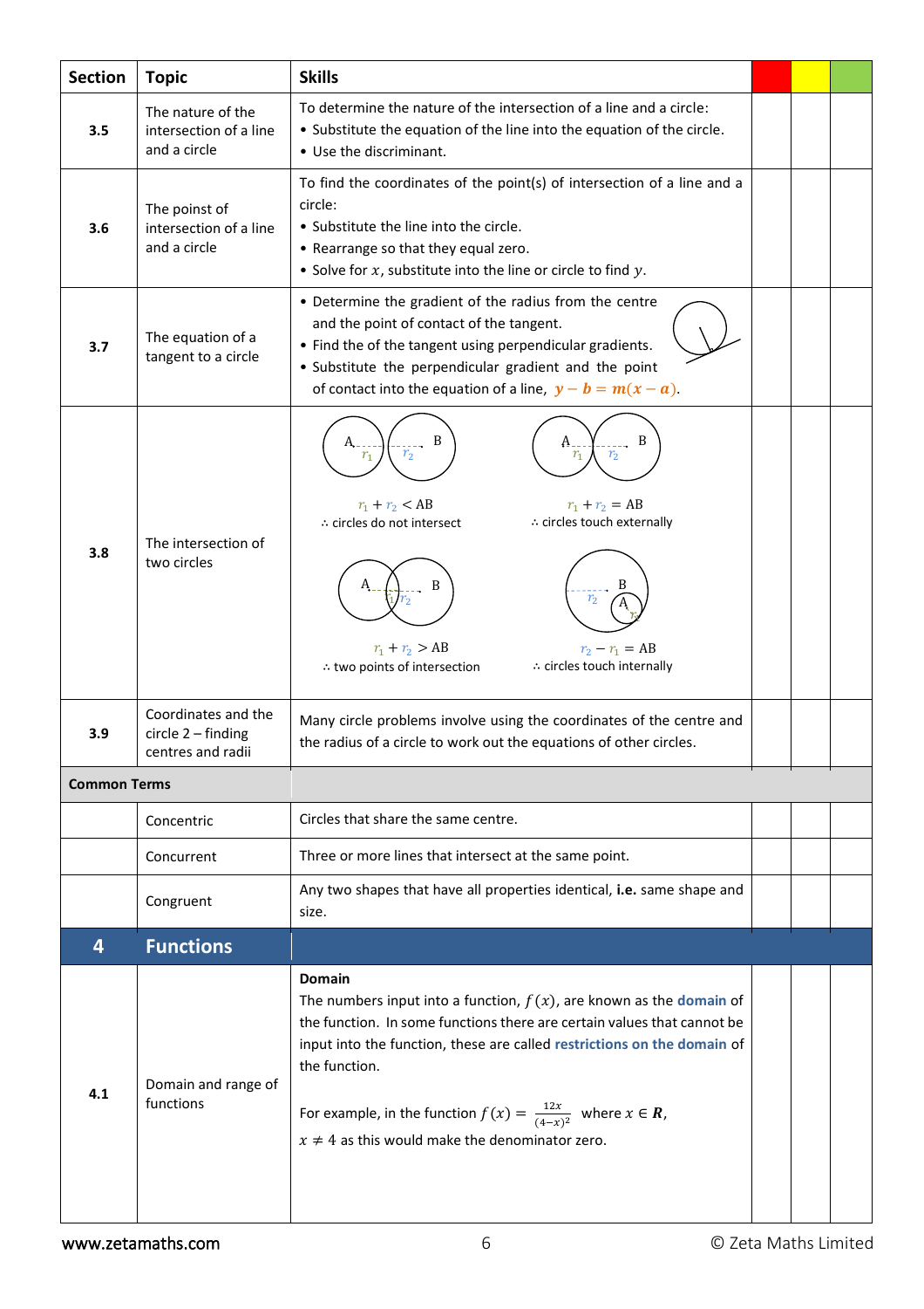| Section | Topic | Skills | | | |
|---|---|---|---|---|---|
| **3.5** | The nature of the intersection of a line and a circle | To determine the nature of the intersection of a line and a circle: <br>• Substitute the equation of the line into the equation of the circle. <br>• Use the discriminant. | | | |
| **3.6** | The poinst of intersection of a line and a circle | To find the coordinates of the point(s) of intersection of a line and a circle: <br>• Substitute the line into the circle. <br>• Rearrange so that they equal zero. <br>• Solve for $x$, substitute into the line or circle to find $y$. | | | |
| **3.7** | The equation of a tangent to a circle | • Determine the gradient of the radius from the centre and the point of contact of the tangent. <br>• Find the of the tangent using perpendicular gradients. <br>• Substitute the perpendicular gradient and the point of contact into the equation of a line, $y - b = m(x - a)$. | | | |
| **3.8** | The intersection of two circles | $r_1 + r_2 < \text{AB}$ <br>∴ circles do not intersect <br><br>$r_1 + r_2 = \text{AB}$ <br>∴ circles touch externally <br><br>$r_1 + r_2 > \text{AB}$ <br>∴ two points of intersection <br><br>$r_2 - r_1 = \text{AB}$ <br>∴ circles touch internally | | | |
| **3.9** | Coordinates and the circle 2 – finding centres and radii | Many circle problems involve using the coordinates of the centre and the radius of a circle to work out the equations of other circles. | | | |
| **Common Terms** | | | | | |
| | Concentric | Circles that share the same centre. | | | |
| | Concurrent | Three or more lines that intersect at the same point. | | | |
| | Congruent | Any two shapes that have all properties identical, **i.e.** same shape and size. | | | |
| **4** | **Functions** | | | | |
| **4.1** | Domain and range of functions | **Domain** <br>The numbers input into a function, $f(x)$, are known as the **domain** of the function. In some functions there are certain values that cannot be input into the function, these are called **restrictions on the domain** of the function. <br><br>For example, in the function $f(x) = \frac{12x}{(4-x)^2}$ where $x \in \boldsymbol{R}$, $x \neq 4$ as this would make the denominator zero. | | | |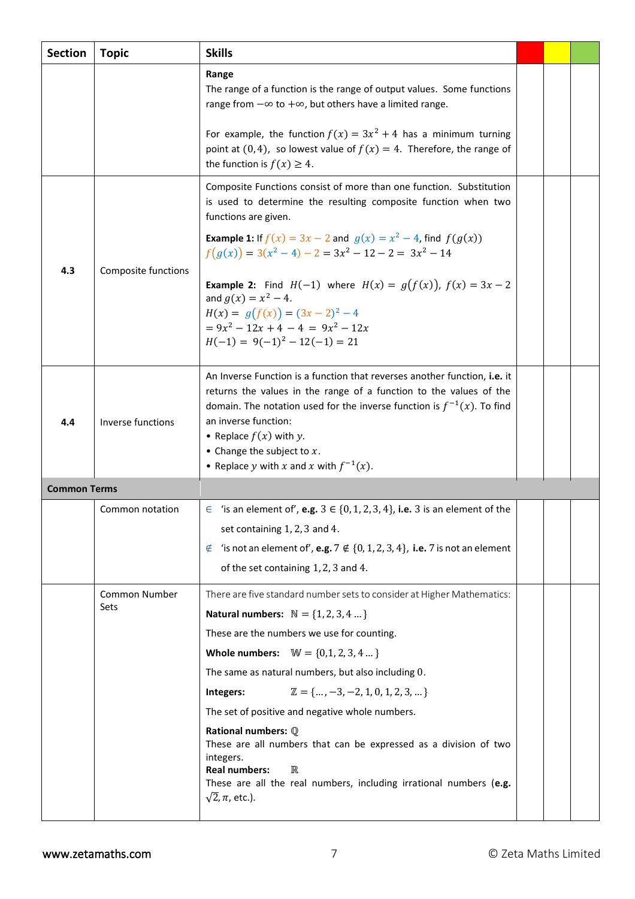| Section | Topic | Skills | | | |
|---|---|---|---|---|---|
| | | **Range**<br>The range of a function is the range of output values. Some functions range from $-\infty$ to $+\infty$, but others have a limited range.<br><br>For example, the function $f(x) = 3x^2 + 4$ has a minimum turning point at $(0, 4)$, so lowest value of $f(x) = 4$. Therefore, the range of the function is $f(x) \geq 4$. | | | |
| **4.3** | Composite functions | Composite Functions consist of more than one function. Substitution is used to determine the resulting composite function when two functions are given.<br><br>**Example 1:** If $f(x) = 3x - 2$ and $g(x) = x^2 - 4$, find $f(g(x))$<br>$f(g(x)) = 3(x^2 - 4) - 2 = 3x^2 - 12 - 2 = 3x^2 - 14$<br><br>**Example 2:** Find $H(-1)$ where $H(x) = g(f(x))$, $f(x) = 3x - 2$ and $g(x) = x^2 - 4$.<br>$H(x) = g(f(x)) = (3x - 2)^2 - 4$<br>$= 9x^2 - 12x + 4 - 4 = 9x^2 - 12x$<br>$H(-1) = 9(-1)^2 - 12(-1) = 21$ | | | |
| **4.4** | Inverse functions | An Inverse Function is a function that reverses another function, **i.e.** it returns the values in the range of a function to the values of the domain. The notation used for the inverse function is $f^{-1}(x)$. To find an inverse function:<br>• Replace $f(x)$ with $y$.<br>• Change the subject to $x$.<br>• Replace $y$ with $x$ and $x$ with $f^{-1}(x)$. | | | |
| **Common Terms** | | | | | |
| | Common notation | $\in$ 'is an element of', **e.g.** $3 \in \{0, 1, 2, 3, 4\}$, **i.e.** 3 is an element of the set containing $1, 2, 3$ and $4$.<br>$\notin$ 'is not an element of', **e.g.** $7 \notin \{0, 1, 2, 3, 4\}$, **i.e.** 7 is not an element of the set containing $1, 2, 3$ and $4$. | | | |
| | Common Number Sets | There are five standard number sets to consider at Higher Mathematics:<br>**Natural numbers:** $\mathbb{N} = \{1, 2, 3, 4 \ldots\}$<br>These are the numbers we use for counting.<br>**Whole numbers:** $\mathbb{W} = \{0, 1, 2, 3, 4 \ldots\}$<br>The same as natural numbers, but also including $0$.<br>**Integers:** $\mathbb{Z} = \{\ldots, -3, -2, 1, 0, 1, 2, 3, \ldots\}$<br>The set of positive and negative whole numbers.<br>**Rational numbers:** $\mathbb{Q}$<br>These are all numbers that can be expressed as a division of two integers.<br>**Real numbers:** $\mathbb{R}$<br>These are all the real numbers, including irrational numbers (**e.g.** $\sqrt{2}, \pi$, etc.). | | | |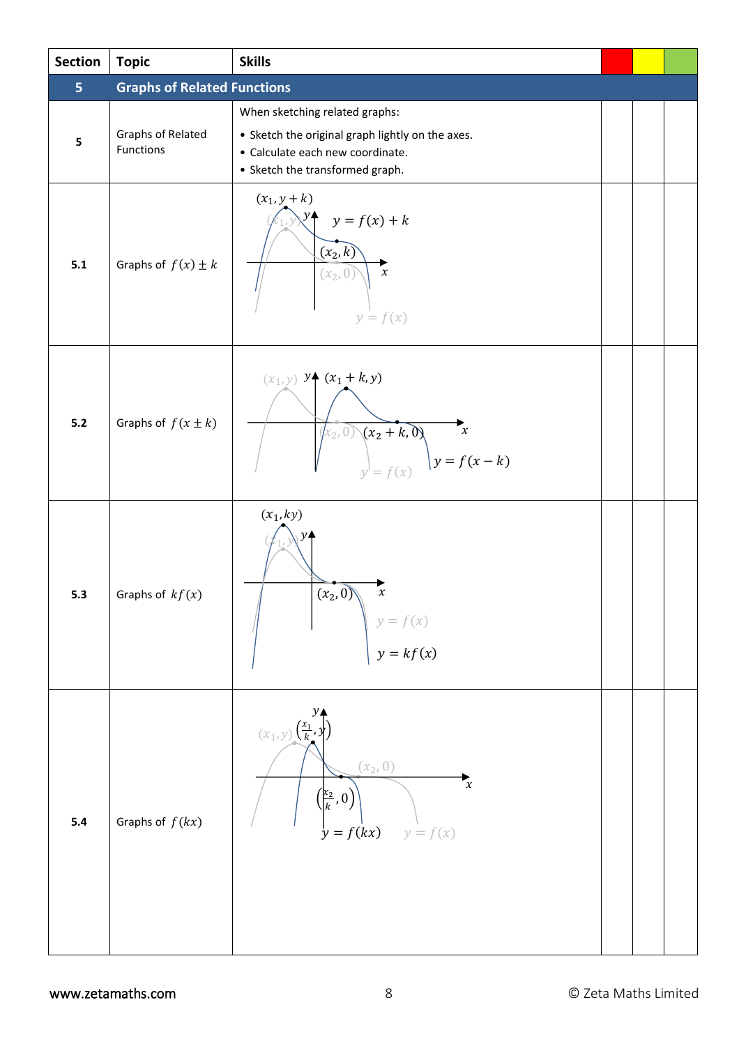| Section | Topic | Skills | | | |
|---|---|---|---|---|---|
| **5** | **Graphs of Related Functions** | | | | |
| **5** | Graphs of Related Functions | When sketching related graphs:<br>• Sketch the original graph lightly on the axes.<br>• Calculate each new coordinate.<br>• Sketch the transformed graph. | | | |
| **5.1** | Graphs of $f(x) \pm k$ | $(x_1, y+k)$, $(x_1, y)$, $y = f(x) + k$, $(x_2, k)$, $(x_2, 0)$, $y = f(x)$ | | | |
| **5.2** | Graphs of $f(x \pm k)$ | $(x_1, y)$, $(x_1 + k, y)$, $(x_2, 0)$, $(x_2 + k, 0)$, $y = f(x)$, $y = f(x-k)$ | | | |
| **5.3** | Graphs of $kf(x)$ | $(x_1, ky)$, $(x_1, y)$, $(x_2, 0)$, $y = f(x)$, $y = kf(x)$ | | | |
| **5.4** | Graphs of $f(kx)$ | $(x_1, y)$, $\left(\frac{x_1}{k}, y\right)$, $(x_2, 0)$, $\left(\frac{x_2}{k}, 0\right)$, $y = f(kx)$, $y = f(x)$ | | | |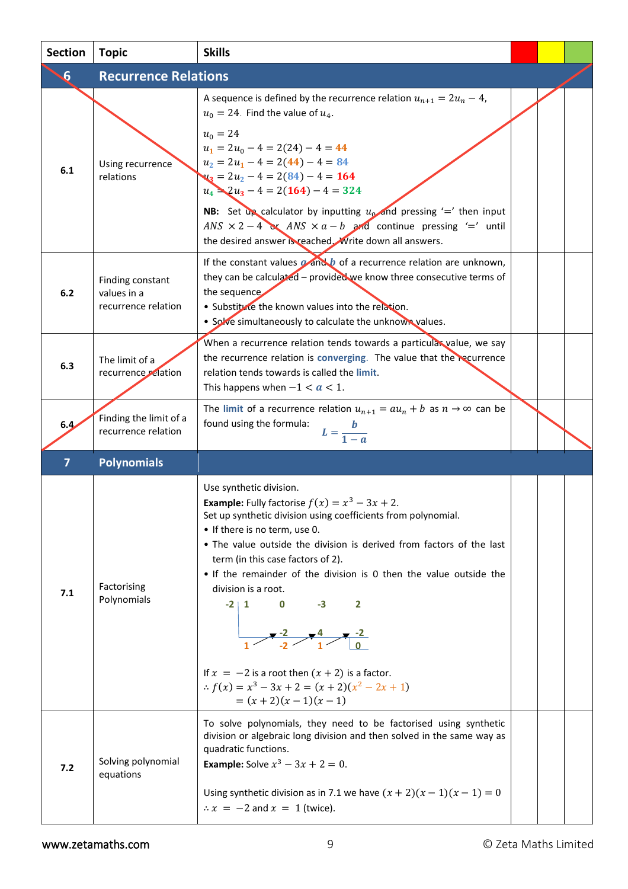| Section | Topic | Skills | | | |
|---|---|---|---|---|---|
| **6** | **Recurrence Relations** | | | | |
| 6.1 | Using recurrence relations | A sequence is defined by the recurrence relation $u_{n+1} = 2u_n - 4$, $u_0 = 24$. Find the value of $u_4$.<br><br>$u_0 = 24$<br>$u_1 = 2u_0 - 4 = 2(24) - 4 = 44$<br>$u_2 = 2u_1 - 4 = 2(44) - 4 = 84$<br>$u_3 = 2u_2 - 4 = 2(84) - 4 = 164$<br>$u_4 = 2u_3 - 4 = 2(164) - 4 = 324$<br><br>**NB:** Set up calculator by inputting $u_0$ and pressing '=' then input $ANS \times 2 - 4$ or $ANS \times a - b$ and continue pressing '=' until the desired answer is reached. Write down all answers. | | | |
| 6.2 | Finding constant values in a recurrence relation | If the constant values $a$ and $b$ of a recurrence relation are unknown, they can be calculated – provided we know three consecutive terms of the sequence.<br>• Substitute the known values into the relation.<br>• Solve simultaneously to calculate the unknown values. | | | |
| 6.3 | The limit of a recurrence relation | When a recurrence relation tends towards a particular value, we say the recurrence relation is **converging**. The value that the recurrence relation tends towards is called the **limit**.<br>This happens when $-1 < a < 1$. | | | |
| 6.4 | Finding the limit of a recurrence relation | The **limit** of a recurrence relation $u_{n+1} = au_n + b$ as $n \to \infty$ can be found using the formula: $L = \frac{b}{1-a}$ | | | |
| **7** | **Polynomials** | | | | |
| 7.1 | Factorising Polynomials | Use synthetic division.<br>**Example:** Fully factorise $f(x) = x^3 - 3x + 2$.<br>Set up synthetic division using coefficients from polynomial.<br>• If there is no term, use 0.<br>• The value outside the division is derived from factors of the last term (in this case factors of 2).<br>• If the remainder of the division is 0 then the value outside the division is a root.<br><br>-2 \| 1 &nbsp; 0 &nbsp; -3 &nbsp; 2<br>&nbsp;&nbsp;&nbsp;&nbsp;&nbsp; -2 &nbsp; 4 &nbsp; -2<br>&nbsp;&nbsp;&nbsp; 1 &nbsp; -2 &nbsp; 1 &nbsp; 0<br><br>If $x = -2$ is a root then $(x+2)$ is a factor.<br>$\therefore f(x) = x^3 - 3x + 2 = (x+2)(x^2 - 2x + 1)$<br>$= (x+2)(x-1)(x-1)$ | | | |
| 7.2 | Solving polynomial equations | To solve polynomials, they need to be factorised using synthetic division or algebraic long division and then solved in the same way as quadratic functions.<br>**Example:** Solve $x^3 - 3x + 2 = 0$.<br><br>Using synthetic division as in 7.1 we have $(x+2)(x-1)(x-1) = 0$<br>$\therefore x = -2$ and $x = 1$ (twice). | | | |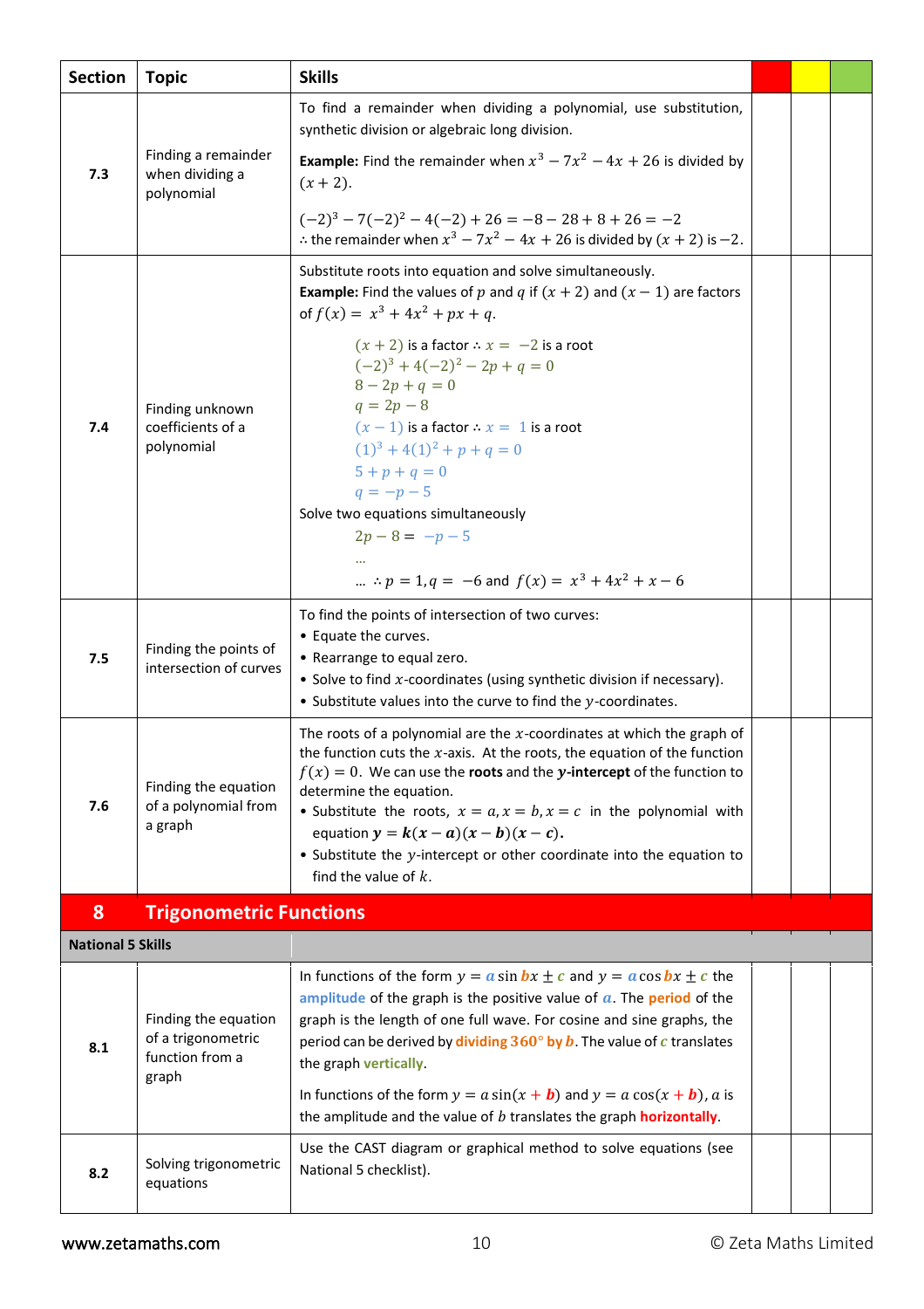| Section | Topic | Skills | | | |
|---|---|---|---|---|---|
| 7.3 | Finding a remainder when dividing a polynomial | To find a remainder when dividing a polynomial, use substitution, synthetic division or algebraic long division.<br><br>**Example:** Find the remainder when $x^3 - 7x^2 - 4x + 26$ is divided by $(x+2)$.<br><br>$(-2)^3 - 7(-2)^2 - 4(-2) + 26 = -8 - 28 + 8 + 26 = -2$<br>$\therefore$ the remainder when $x^3 - 7x^2 - 4x + 26$ is divided by $(x+2)$ is $-2$. | | | |
| 7.4 | Finding unknown coefficients of a polynomial | Substitute roots into equation and solve simultaneously.<br>**Example:** Find the values of $p$ and $q$ if $(x+2)$ and $(x-1)$ are factors of $f(x) = x^3 + 4x^2 + px + q$.<br><br>$(x+2)$ is a factor $\therefore$ $x = -2$ is a root<br>$(-2)^3 + 4(-2)^2 - 2p + q = 0$<br>$8 - 2p + q = 0$<br>$q = 2p - 8$<br>$(x-1)$ is a factor $\therefore$ $x = 1$ is a root<br>$(1)^3 + 4(1)^2 + p + q = 0$<br>$5 + p + q = 0$<br>$q = -p - 5$<br>Solve two equations simultaneously<br>$2p - 8 = -p - 5$<br>…<br>… $\therefore p = 1, q = -6$ and $f(x) = x^3 + 4x^2 + x - 6$ | | | |
| 7.5 | Finding the points of intersection of curves | To find the points of intersection of two curves:<br>• Equate the curves.<br>• Rearrange to equal zero.<br>• Solve to find $x$-coordinates (using synthetic division if necessary).<br>• Substitute values into the curve to find the $y$-coordinates. | | | |
| 7.6 | Finding the equation of a polynomial from a graph | The roots of a polynomial are the $x$-coordinates at which the graph of the function cuts the $x$-axis. At the roots, the equation of the function $f(x) = 0$. We can use the **roots** and the **$y$-intercept** of the function to determine the equation.<br>• Substitute the roots, $x = a, x = b, x = c$ in the polynomial with equation $\boldsymbol{y = k(x-a)(x-b)(x-c)}$.<br>• Substitute the $y$-intercept or other coordinate into the equation to find the value of $k$. | | | |
| **8** | **Trigonometric Functions** | | | | |
| **National 5 Skills** | | | | | |
| 8.1 | Finding the equation of a trigonometric function from a graph | In functions of the form $y = a \sin bx \pm c$ and $y = a \cos bx \pm c$ the **amplitude** of the graph is the positive value of $a$. The **period** of the graph is the length of one full wave. For cosine and sine graphs, the period can be derived by **dividing $360°$ by $b$**. The value of $c$ translates the graph **vertically**.<br><br>In functions of the form $y = a\sin(x + b)$ and $y = a\cos(x + b)$, $a$ is the amplitude and the value of $b$ translates the graph **horizontally**. | | | |
| 8.2 | Solving trigonometric equations | Use the CAST diagram or graphical method to solve equations (see National 5 checklist). | | | |

www.zetamaths.com © Zeta Maths Limited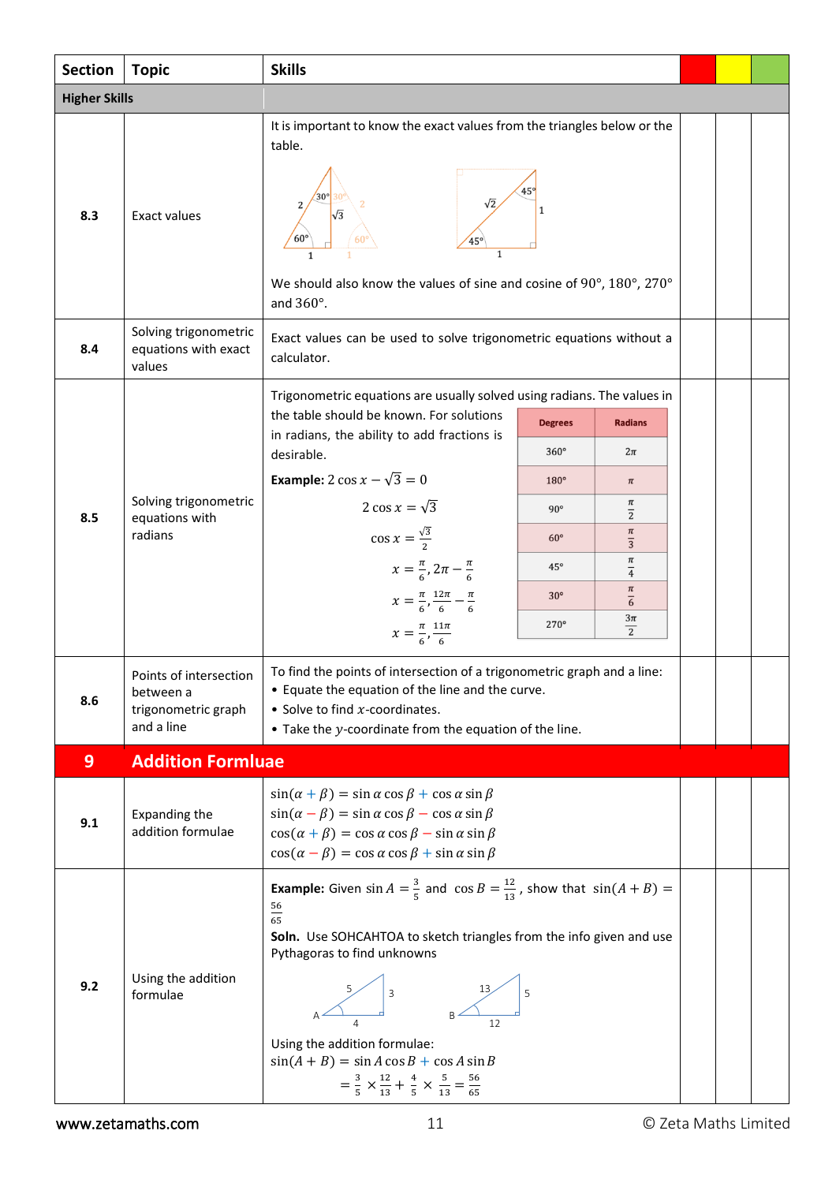| Section | Topic | Skills | | | |
|---|---|---|---|---|---|
| **Higher Skills** | | | | | |
| 8.3 | Exact values | It is important to know the exact values from the triangles below or the table.<br><br>(Triangle with sides 2, $\sqrt{3}$, 1 and angles 30°, 60°; triangle with sides $\sqrt{2}$, 1, 1 and angles 45°, 45°)<br><br>We should also know the values of sine and cosine of 90°, 180°, 270° and 360°. | | | |
| 8.4 | Solving trigonometric equations with exact values | Exact values can be used to solve trigonometric equations without a calculator. | | | |
| 8.5 | Solving trigonometric equations with radians | Trigonometric equations are usually solved using radians. The values in the table should be known. For solutions in radians, the ability to add fractions is desirable.<br><br>**Example:** $2\cos x - \sqrt{3} = 0$<br>$2\cos x = \sqrt{3}$<br>$\cos x = \frac{\sqrt{3}}{2}$<br>$x = \frac{\pi}{6}, 2\pi - \frac{\pi}{6}$<br>$x = \frac{\pi}{6}, \frac{12\pi}{6} - \frac{\pi}{6}$<br>$x = \frac{\pi}{6}, \frac{11\pi}{6}$<br><br>Degrees / Radians: 360° = $2\pi$; 180° = $\pi$; 90° = $\frac{\pi}{2}$; 60° = $\frac{\pi}{3}$; 45° = $\frac{\pi}{4}$; 30° = $\frac{\pi}{6}$; 270° = $\frac{3\pi}{2}$ | | | |
| 8.6 | Points of intersection between a trigonometric graph and a line | To find the points of intersection of a trigonometric graph and a line:<br>• Equate the equation of the line and the curve.<br>• Solve to find $x$-coordinates.<br>• Take the $y$-coordinate from the equation of the line. | | | |
| **9** | **Addition Formluae** | | | | |
| 9.1 | Expanding the addition formulae | $\sin(\alpha + \beta) = \sin\alpha\cos\beta + \cos\alpha\sin\beta$<br>$\sin(\alpha - \beta) = \sin\alpha\cos\beta - \cos\alpha\sin\beta$<br>$\cos(\alpha + \beta) = \cos\alpha\cos\beta - \sin\alpha\sin\beta$<br>$\cos(\alpha - \beta) = \cos\alpha\cos\beta + \sin\alpha\sin\beta$ | | | |
| 9.2 | Using the addition formulae | **Example:** Given $\sin A = \frac{3}{5}$ and $\cos B = \frac{12}{13}$, show that $\sin(A + B) = \frac{56}{65}$<br>**Soln.** Use SOHCAHTOA to sketch triangles from the info given and use Pythagoras to find unknowns<br><br>(Triangle A with sides 5, 3, 4; triangle B with sides 13, 5, 12)<br><br>Using the addition formulae:<br>$\sin(A + B) = \sin A\cos B + \cos A\sin B$<br>$= \frac{3}{5} \times \frac{12}{13} + \frac{4}{5} \times \frac{5}{13} = \frac{56}{65}$ | | | |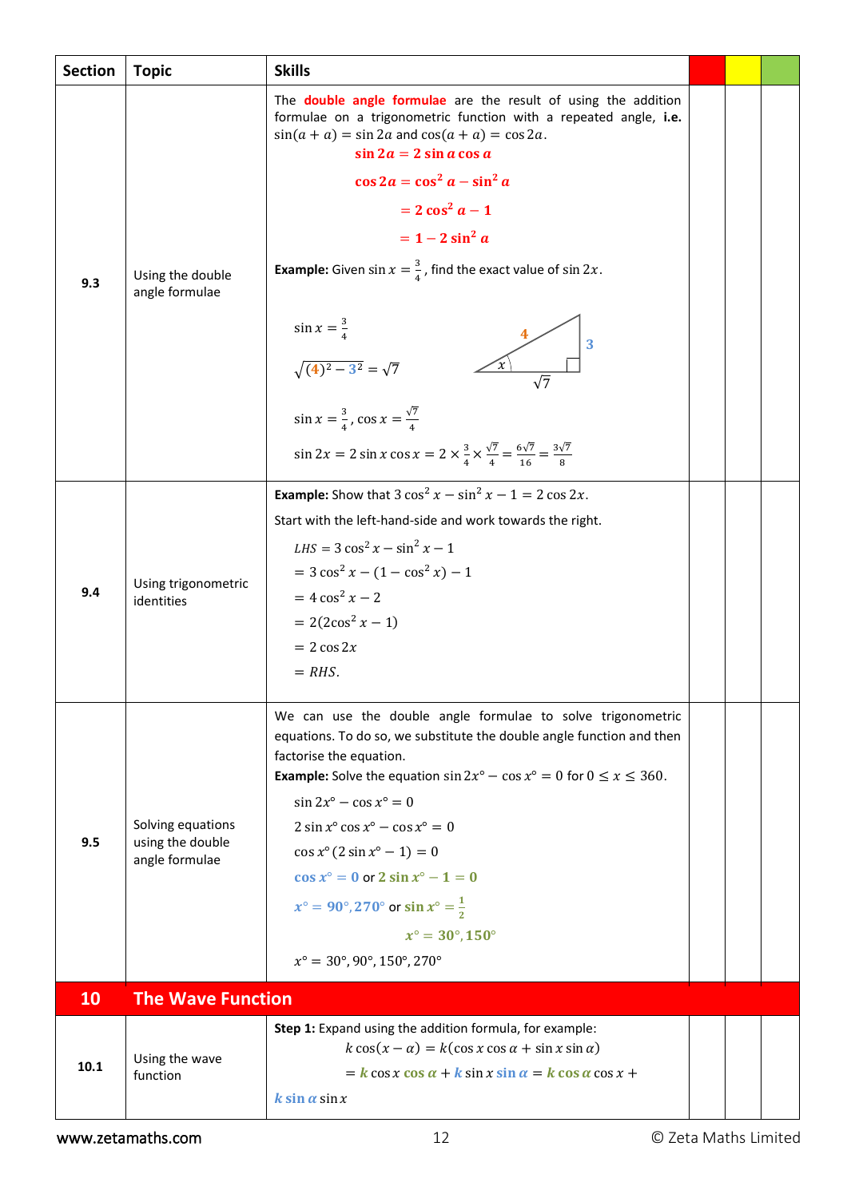| Section | Topic | Skills | | | |
|---|---|---|---|---|---|
| 9.3 | Using the double angle formulae | The **double angle formulae** are the result of using the addition formulae on a trigonometric function with a repeated angle, **i.e.** $\sin(a+a) = \sin 2a$ and $\cos(a+a) = \cos 2a$. <br> $\mathbf{\sin 2a = 2\sin a \cos a}$ <br> $\mathbf{\cos 2a = \cos^2 a - \sin^2 a}$ <br> $\mathbf{= 2\cos^2 a - 1}$ <br> $\mathbf{= 1 - 2\sin^2 a}$ <br><br> **Example:** Given $\sin x = \frac{3}{4}$, find the exact value of $\sin 2x$. <br><br> $\sin x = \frac{3}{4}$ <br> (right-angled triangle with angle $x$, hypotenuse 4, opposite 3, adjacent $\sqrt{7}$) <br> $\sqrt{(4)^2 - 3^2} = \sqrt{7}$ <br> $\sin x = \frac{3}{4}$, $\cos x = \frac{\sqrt{7}}{4}$ <br> $\sin 2x = 2\sin x \cos x = 2 \times \frac{3}{4} \times \frac{\sqrt{7}}{4} = \frac{6\sqrt{7}}{16} = \frac{3\sqrt{7}}{8}$ | | | |
| 9.4 | Using trigonometric identities | **Example:** Show that $3\cos^2 x - \sin^2 x - 1 = 2\cos 2x$. <br> Start with the left-hand-side and work towards the right. <br> $LHS = 3\cos^2 x - \sin^2 x - 1$ <br> $= 3\cos^2 x - (1 - \cos^2 x) - 1$ <br> $= 4\cos^2 x - 2$ <br> $= 2(2\cos^2 x - 1)$ <br> $= 2\cos 2x$ <br> $= RHS.$ | | | |
| 9.5 | Solving equations using the double angle formulae | We can use the double angle formulae to solve trigonometric equations. To do so, we substitute the double angle function and then factorise the equation. <br> **Example:** Solve the equation $\sin 2x° - \cos x° = 0$ for $0 \le x \le 360$. <br> $\sin 2x° - \cos x° = 0$ <br> $2\sin x° \cos x° - \cos x° = 0$ <br> $\cos x°(2\sin x° - 1) = 0$ <br> $\mathbf{\cos x° = 0}$ or $\mathbf{2\sin x° - 1 = 0}$ <br> $\mathbf{x° = 90°, 270°}$ or $\mathbf{\sin x° = \frac{1}{2}}$ <br> $\mathbf{x° = 30°, 150°}$ <br> $x° = 30°, 90°, 150°, 270°$ | | | |
| **10** | **The Wave Function** | | | | |
| 10.1 | Using the wave function | **Step 1:** Expand using the addition formula, for example: <br> $k\cos(x - \alpha) = k(\cos x \cos\alpha + \sin x \sin\alpha)$ <br> $= k\cos x\cos\alpha + k\sin x\sin\alpha = k\cos\alpha\cos x + k\sin\alpha\sin x$ | | | |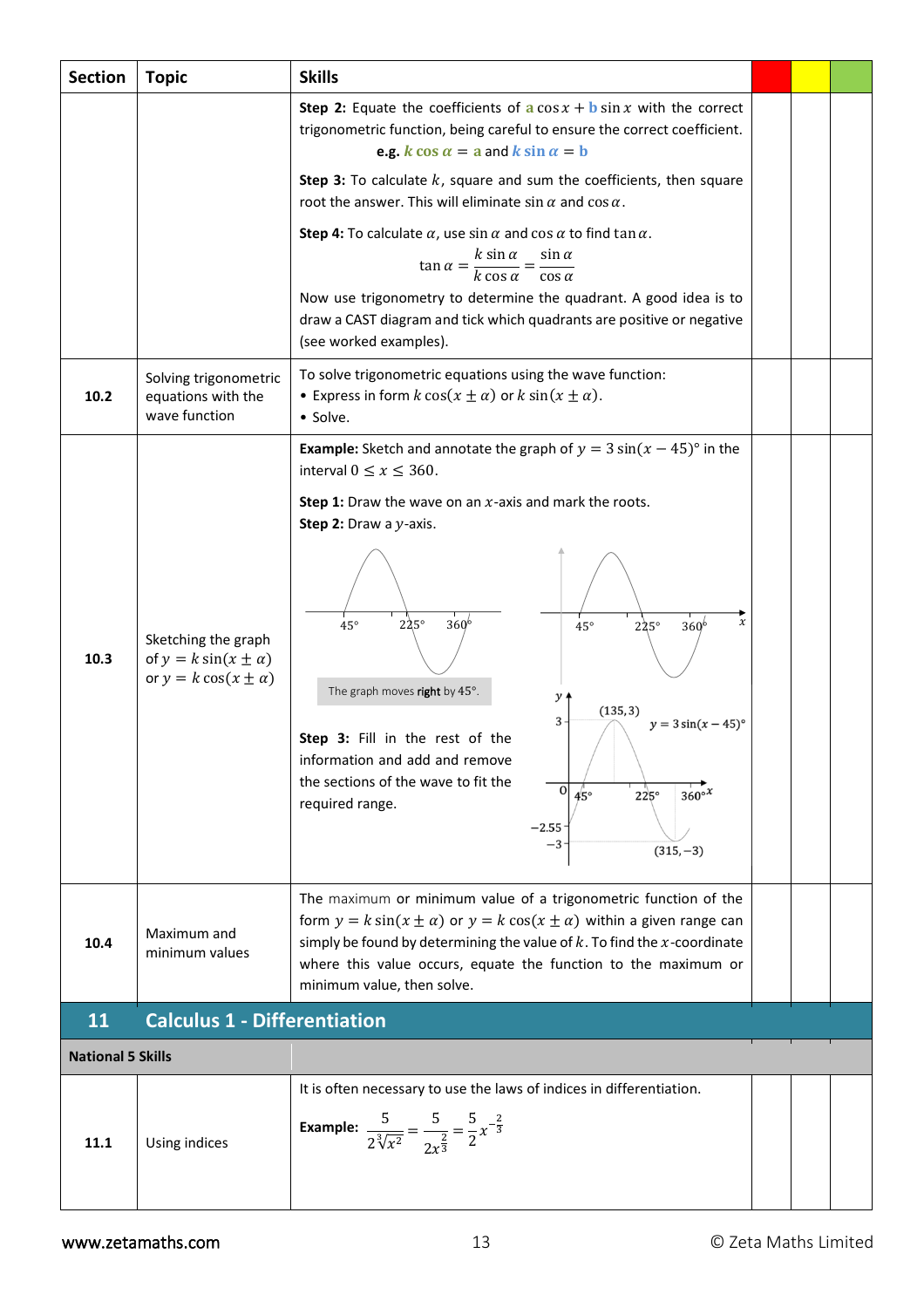| Section | Topic | Skills | | | |
|---|---|---|---|---|---|
| | | **Step 2:** Equate the coefficients of $a\cos x + b\sin x$ with the correct trigonometric function, being careful to ensure the correct coefficient. **e.g.** $k\cos\alpha = a$ and $k\sin\alpha = b$ <br><br> **Step 3:** To calculate $k$, square and sum the coefficients, then square root the answer. This will eliminate $\sin\alpha$ and $\cos\alpha$. <br><br> **Step 4:** To calculate $\alpha$, use $\sin\alpha$ and $\cos\alpha$ to find $\tan\alpha$. $\tan\alpha = \frac{k\sin\alpha}{k\cos\alpha} = \frac{\sin\alpha}{\cos\alpha}$ <br> Now use trigonometry to determine the quadrant. A good idea is to draw a CAST diagram and tick which quadrants are positive or negative (see worked examples). | | | |
| 10.2 | Solving trigonometric equations with the wave function | To solve trigonometric equations using the wave function: <br>• Express in form $k\cos(x \pm \alpha)$ or $k\sin(x \pm \alpha)$. <br>• Solve. | | | |
| 10.3 | Sketching the graph of $y = k\sin(x \pm \alpha)$ or $y = k\cos(x \pm \alpha)$ | **Example:** Sketch and annotate the graph of $y = 3\sin(x - 45)°$ in the interval $0 \leq x \leq 360$. <br><br> **Step 1:** Draw the wave on an $x$-axis and mark the roots. <br> **Step 2:** Draw a $y$-axis. <br><br> 45° 225° 360° <br> The graph moves **right** by 45°. <br><br> **Step 3:** Fill in the rest of the information and add and remove the sections of the wave to fit the required range. <br><br> $y = 3\sin(x - 45)°$; (135, 3); (315, −3); 3; −2.55; −3; O; 45°; 225°; 360° | | | |
| 10.4 | Maximum and minimum values | The maximum or minimum value of a trigonometric function of the form $y = k\sin(x \pm \alpha)$ or $y = k\cos(x \pm \alpha)$ within a given range can simply be found by determining the value of $k$. To find the $x$-coordinate where this value occurs, equate the function to the maximum or minimum value, then solve. | | | |

## 11 Calculus 1 - Differentiation

| National 5 Skills | | | | | |
|---|---|---|---|---|---|
| 11.1 | Using indices | It is often necessary to use the laws of indices in differentiation. <br><br> **Example:** $\frac{5}{2\sqrt[3]{x^2}} = \frac{5}{2x^{\frac{2}{3}}} = \frac{5}{2}x^{-\frac{2}{3}}$ | | | |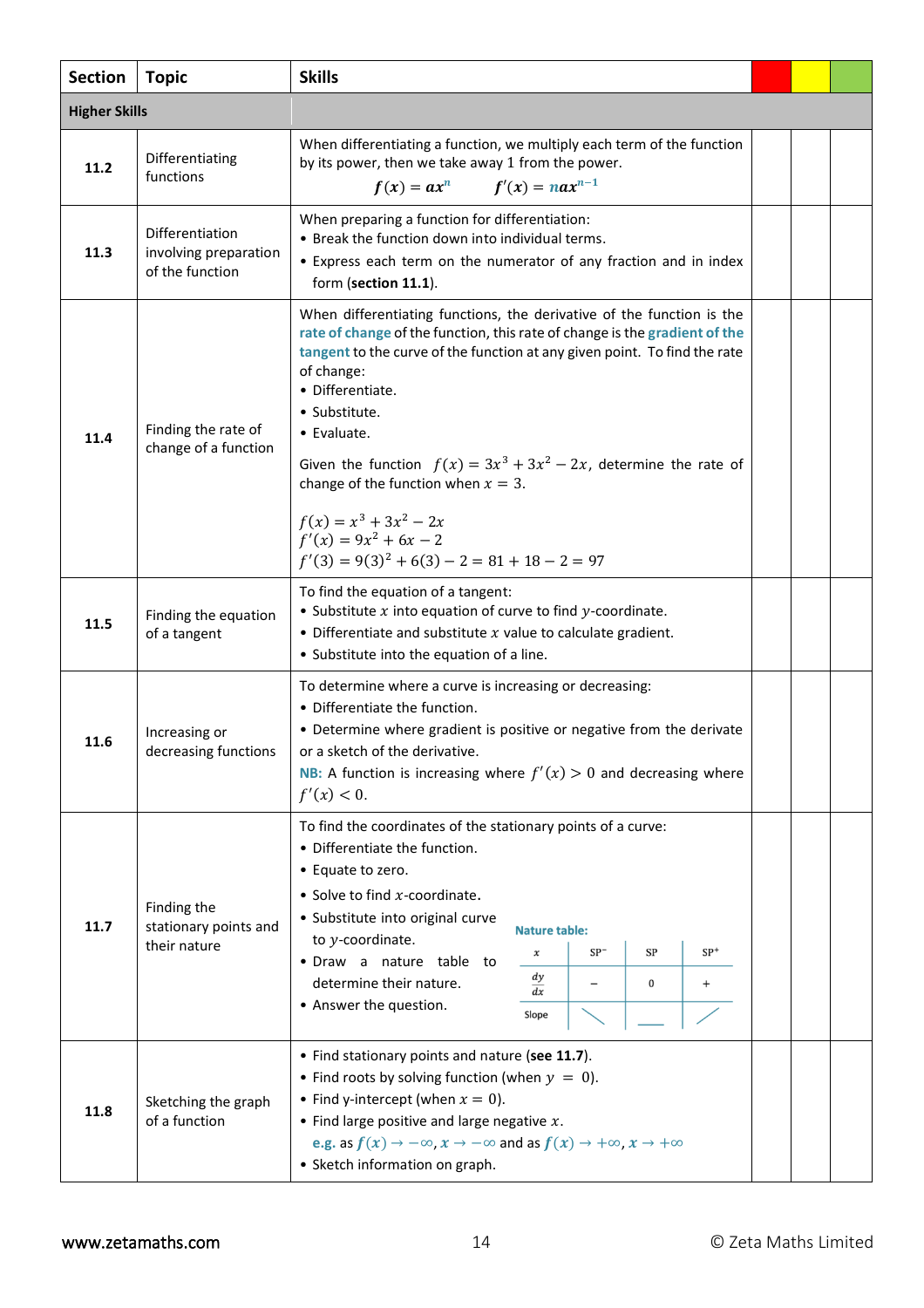| Section | Topic | Skills | | | |
|---|---|---|---|---|---|
| **Higher Skills** | | | | | |
| **11.2** | Differentiating functions | When differentiating a function, we multiply each term of the function by its power, then we take away 1 from the power. $f(x) = ax^n \qquad f'(x) = nax^{n-1}$ | | | |
| **11.3** | Differentiation involving preparation of the function | When preparing a function for differentiation: <br>• Break the function down into individual terms. <br>• Express each term on the numerator of any fraction and in index form (**section 11.1**). | | | |
| **11.4** | Finding the rate of change of a function | When differentiating functions, the derivative of the function is the rate of change of the function, this rate of change is the gradient of the tangent to the curve of the function at any given point. To find the rate of change: <br>• Differentiate. <br>• Substitute. <br>• Evaluate. <br><br>Given the function $f(x) = 3x^3 + 3x^2 - 2x$, determine the rate of change of the function when $x = 3$. <br><br>$f(x) = x^3 + 3x^2 - 2x$ <br>$f'(x) = 9x^2 + 6x - 2$ <br>$f'(3) = 9(3)^2 + 6(3) - 2 = 81 + 18 - 2 = 97$ | | | |
| **11.5** | Finding the equation of a tangent | To find the equation of a tangent: <br>• Substitute $x$ into equation of curve to find $y$-coordinate. <br>• Differentiate and substitute $x$ value to calculate gradient. <br>• Substitute into the equation of a line. | | | |
| **11.6** | Increasing or decreasing functions | To determine where a curve is increasing or decreasing: <br>• Differentiate the function. <br>• Determine where gradient is positive or negative from the derivate or a sketch of the derivative. <br>NB: A function is increasing where $f'(x) > 0$ and decreasing where $f'(x) < 0$. | | | |
| **11.7** | Finding the stationary points and their nature | To find the coordinates of the stationary points of a curve: <br>• Differentiate the function. <br>• Equate to zero. <br>• Solve to find $x$-coordinate. <br>• Substitute into original curve to $y$-coordinate. <br>• Draw a nature table to determine their nature. <br>• Answer the question. <br><br>Nature table: <br>$x$: SP⁻ , SP , SP⁺ <br>$\frac{dy}{dx}$: $-$ , $0$ , $+$ <br>Slope: ↘ , — , ↗ | | | |
| **11.8** | Sketching the graph of a function | • Find stationary points and nature (**see 11.7**). <br>• Find roots by solving function (when $y = 0$). <br>• Find y-intercept (when $x = 0$). <br>• Find large positive and large negative $x$. <br>e.g. as $f(x) \to -\infty, x \to -\infty$ and as $f(x) \to +\infty, x \to +\infty$ <br>• Sketch information on graph. | | | |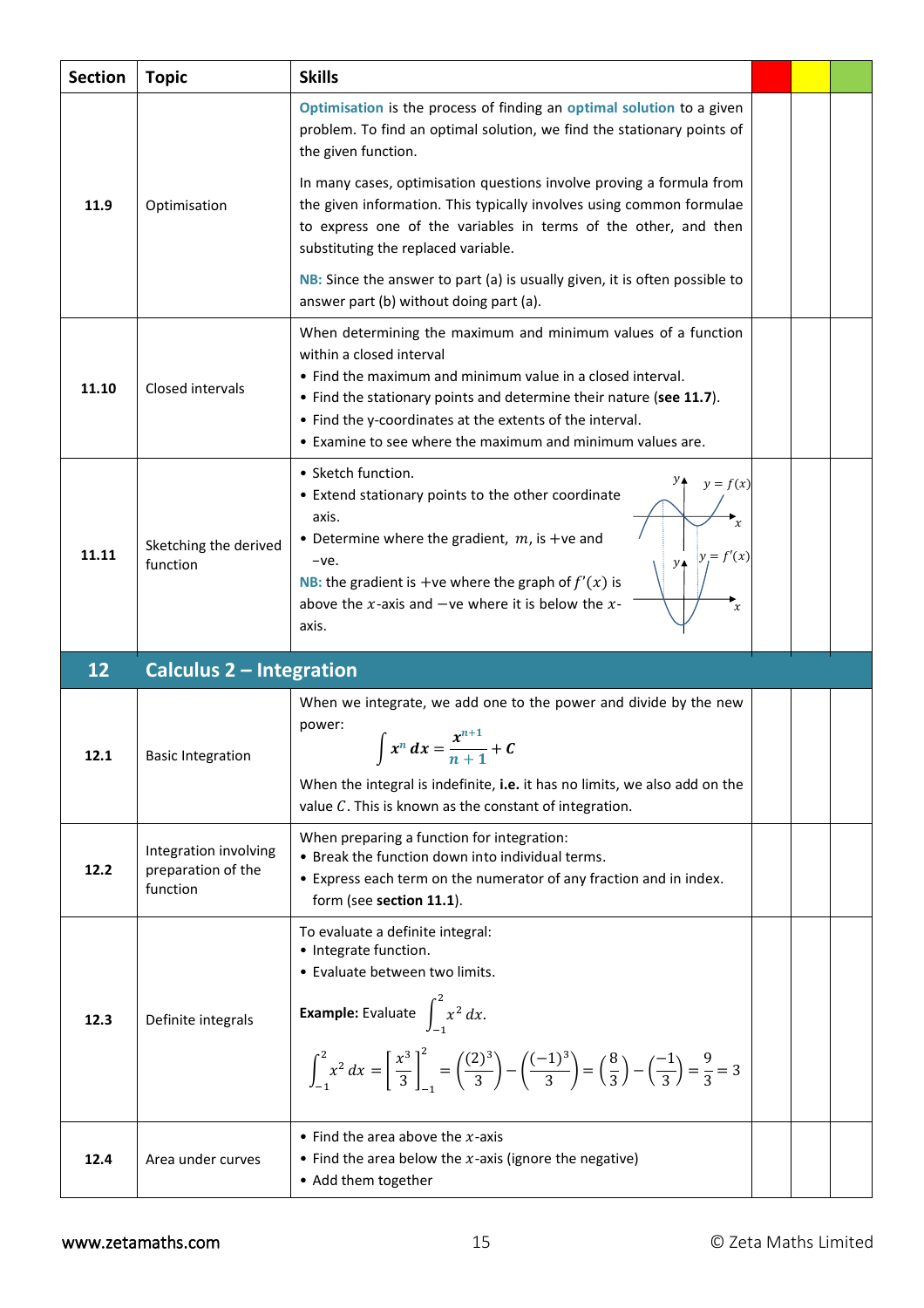| Section | Topic | Skills | | | |
|---|---|---|---|---|---|
| 11.9 | Optimisation | **Optimisation** is the process of finding an **optimal solution** to a given problem. To find an optimal solution, we find the stationary points of the given function.<br><br>In many cases, optimisation questions involve proving a formula from the given information. This typically involves using common formulae to express one of the variables in terms of the other, and then substituting the replaced variable.<br><br>**NB:** Since the answer to part (a) is usually given, it is often possible to answer part (b) without doing part (a). | | | |
| 11.10 | Closed intervals | When determining the maximum and minimum values of a function within a closed interval<br>• Find the maximum and minimum value in a closed interval.<br>• Find the stationary points and determine their nature (**see 11.7**).<br>• Find the y-coordinates at the extents of the interval.<br>• Examine to see where the maximum and minimum values are. | | | |
| 11.11 | Sketching the derived function | • Sketch function.<br>• Extend stationary points to the other coordinate axis.<br>• Determine where the gradient, $m$, is +ve and −ve.<br>**NB:** the gradient is +ve where the graph of $f'(x)$ is above the $x$-axis and −ve where it is below the $x$-axis. | | | |
| **12** | **Calculus 2 – Integration** | | | | |
| 12.1 | Basic Integration | When we integrate, we add one to the power and divide by the new power: $$\int x^n\,dx = \frac{x^{n+1}}{n+1} + C$$ When the integral is indefinite, **i.e.** it has no limits, we also add on the value $C$. This is known as the constant of integration. | | | |
| 12.2 | Integration involving preparation of the function | When preparing a function for integration:<br>• Break the function down into individual terms.<br>• Express each term on the numerator of any fraction and in index. form (see **section 11.1**). | | | |
| 12.3 | Definite integrals | To evaluate a definite integral:<br>• Integrate function.<br>• Evaluate between two limits.<br><br>**Example:** Evaluate $\int_{-1}^{2} x^2\,dx$.<br><br>$\int_{-1}^{2} x^2\,dx = \left[\frac{x^3}{3}\right]_{-1}^{2} = \left(\frac{(2)^3}{3}\right) - \left(\frac{(-1)^3}{3}\right) = \left(\frac{8}{3}\right) - \left(\frac{-1}{3}\right) = \frac{9}{3} = 3$ | | | |
| 12.4 | Area under curves | • Find the area above the $x$-axis<br>• Find the area below the $x$-axis (ignore the negative)<br>• Add them together | | | |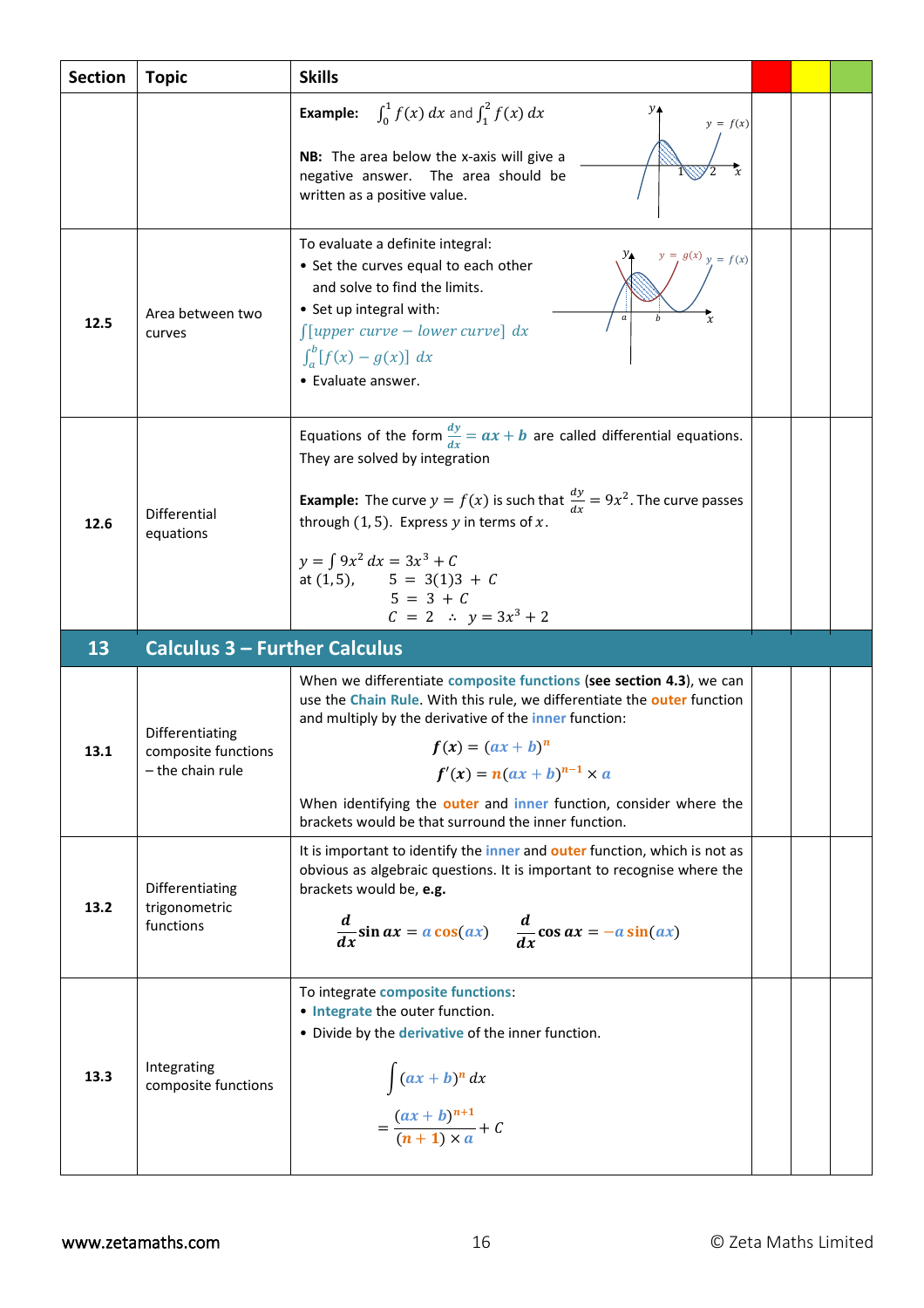| Section | Topic | Skills | | | |
|---|---|---|---|---|---|
| | | **Example:** $\int_0^1 f(x)\,dx$ and $\int_1^2 f(x)\,dx$ <br><br> **NB:** The area below the x-axis will give a negative answer. The area should be written as a positive value. | | | |
| 12.5 | Area between two curves | To evaluate a definite integral: <br>• Set the curves equal to each other and solve to find the limits. <br>• Set up integral with: <br>$\int[\text{upper curve} - \text{lower curve}]\,dx$ <br>$\int_a^b [f(x) - g(x)]\,dx$ <br>• Evaluate answer. | | | |
| 12.6 | Differential equations | Equations of the form $\frac{dy}{dx} = ax + b$ are called differential equations. They are solved by integration <br><br> **Example:** The curve $y = f(x)$ is such that $\frac{dy}{dx} = 9x^2$. The curve passes through $(1, 5)$. Express $y$ in terms of $x$. <br><br> $y = \int 9x^2\,dx = 3x^3 + C$ <br> at $(1, 5)$, $5 = 3(1)3 + C$ <br> $5 = 3 + C$ <br> $C = 2 \quad \therefore \quad y = 3x^3 + 2$ | | | |
| **13** | **Calculus 3 – Further Calculus** | | | | |
| 13.1 | Differentiating composite functions – the chain rule | When we differentiate composite functions (**see section 4.3**), we can use the Chain Rule. With this rule, we differentiate the outer function and multiply by the derivative of the inner function: <br><br> $f(x) = (ax + b)^n$ <br> $f'(x) = n(ax + b)^{n-1} \times a$ <br><br> When identifying the outer and inner function, consider where the brackets would be that surround the inner function. | | | |
| 13.2 | Differentiating trigonometric functions | It is important to identify the inner and outer function, which is not as obvious as algebraic questions. It is important to recognise where the brackets would be, **e.g.** <br><br> $\frac{d}{dx}\sin ax = a\cos(ax) \qquad \frac{d}{dx}\cos ax = -a\sin(ax)$ | | | |
| 13.3 | Integrating composite functions | To integrate composite functions: <br>• Integrate the outer function. <br>• Divide by the derivative of the inner function. <br><br> $\int (ax + b)^n\,dx$ <br> $= \frac{(ax + b)^{n+1}}{(n + 1) \times a} + C$ | | | |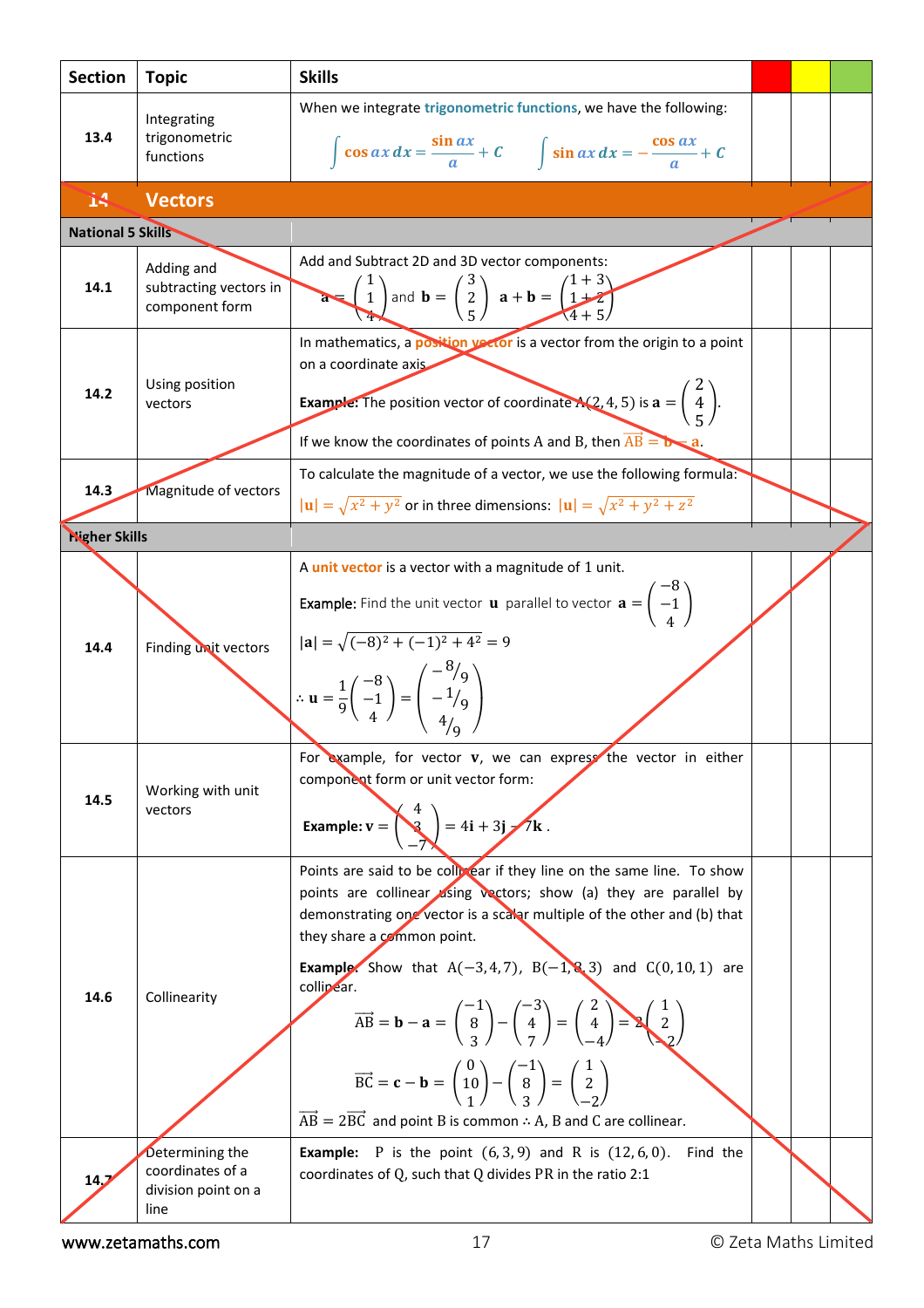| Section | Topic | Skills | | | |
|---|---|---|---|---|---|
| 13.4 | Integrating trigonometric functions | When we integrate **trigonometric functions**, we have the following: $\int \cos ax\, dx = \frac{\sin ax}{a} + C$ $\int \sin ax\, dx = -\frac{\cos ax}{a} + C$ | | | |
| **14** | **Vectors** | | | | |
| **National 5 Skills** | | | | | |
| 14.1 | Adding and subtracting vectors in component form | Add and Subtract 2D and 3D vector components: $\mathbf{a} = \begin{pmatrix} 1 \\ 1 \\ 4 \end{pmatrix}$ and $\mathbf{b} = \begin{pmatrix} 3 \\ 2 \\ 5 \end{pmatrix}$ $\mathbf{a} + \mathbf{b} = \begin{pmatrix} 1+3 \\ 1+2 \\ 4+5 \end{pmatrix}$ | | | |
| 14.2 | Using position vectors | In mathematics, a **position vector** is a vector from the origin to a point on a coordinate axis. **Example:** The position vector of coordinate $A(2,4,5)$ is $\mathbf{a} = \begin{pmatrix} 2 \\ 4 \\ 5 \end{pmatrix}$. If we know the coordinates of points A and B, then $\overrightarrow{AB} = \mathbf{b} - \mathbf{a}$. | | | |
| 14.3 | Magnitude of vectors | To calculate the magnitude of a vector, we use the following formula: $\lvert\mathbf{u}\rvert = \sqrt{x^2 + y^2}$ or in three dimensions: $\lvert\mathbf{u}\rvert = \sqrt{x^2 + y^2 + z^2}$ | | | |
| **Higher Skills** | | | | | |
| 14.4 | Finding unit vectors | A **unit vector** is a vector with a magnitude of 1 unit. **Example:** Find the unit vector $\mathbf{u}$ parallel to vector $\mathbf{a} = \begin{pmatrix} -8 \\ -1 \\ 4 \end{pmatrix}$ $\lvert\mathbf{a}\rvert = \sqrt{(-8)^2 + (-1)^2 + 4^2} = 9$ $\therefore \mathbf{u} = \frac{1}{9}\begin{pmatrix} -8 \\ -1 \\ 4 \end{pmatrix} = \begin{pmatrix} -8/9 \\ -1/9 \\ 4/9 \end{pmatrix}$ | | | |
| 14.5 | Working with unit vectors | For example, for vector $\mathbf{v}$, we can express the vector in either component form or unit vector form: **Example:** $\mathbf{v} = \begin{pmatrix} 4 \\ 3 \\ -7 \end{pmatrix} = 4\mathbf{i} + 3\mathbf{j} - 7\mathbf{k}$. | | | |
| 14.6 | Collinearity | Points are said to be collinear if they line on the same line. To show points are collinear using vectors; show (a) they are parallel by demonstrating one vector is a scalar multiple of the other and (b) that they share a common point. **Example:** Show that $A(-3,4,7)$, $B(-1,8,3)$ and $C(0,10,1)$ are collinear. $\overrightarrow{AB} = \mathbf{b} - \mathbf{a} = \begin{pmatrix} -1 \\ 8 \\ 3 \end{pmatrix} - \begin{pmatrix} -3 \\ 4 \\ 7 \end{pmatrix} = \begin{pmatrix} 2 \\ 4 \\ -4 \end{pmatrix} = 2\begin{pmatrix} 1 \\ 2 \\ -2 \end{pmatrix}$ $\overrightarrow{BC} = \mathbf{c} - \mathbf{b} = \begin{pmatrix} 0 \\ 10 \\ 1 \end{pmatrix} - \begin{pmatrix} -1 \\ 8 \\ 3 \end{pmatrix} = \begin{pmatrix} 1 \\ 2 \\ -2 \end{pmatrix}$ $\overrightarrow{AB} = 2\overrightarrow{BC}$ and point B is common $\therefore$ A, B and C are collinear. | | | |
| 14.7 | Determining the coordinates of a division point on a line | **Example:** P is the point $(6,3,9)$ and R is $(12,6,0)$. Find the coordinates of Q, such that Q divides PR in the ratio 2:1 | | | |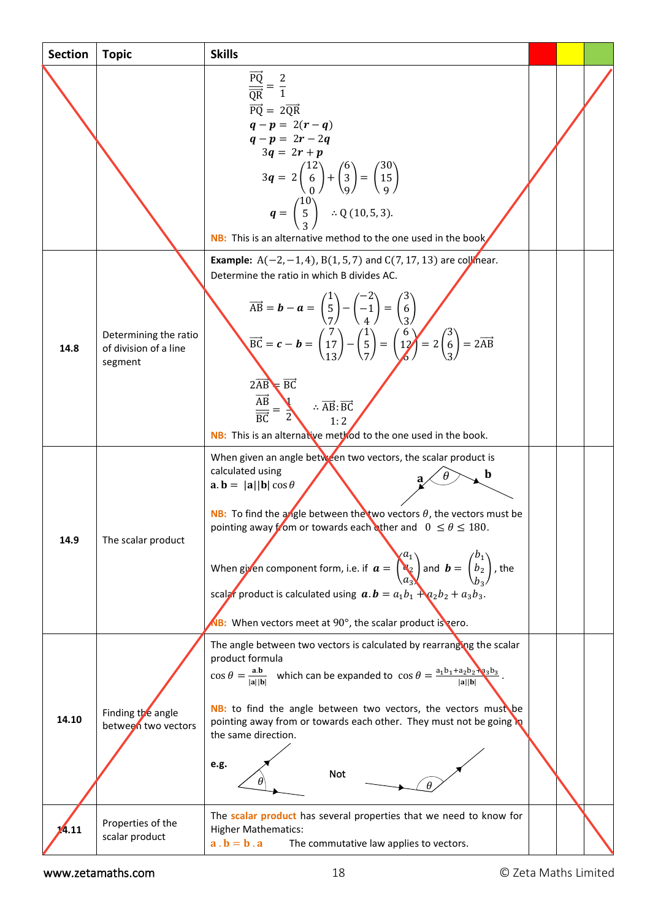| Section | Topic | Skills | | | |
|---|---|---|---|---|---|
| | | $\frac{\overrightarrow{PQ}}{\overrightarrow{QR}} = \frac{2}{1}$ <br> $\overrightarrow{PQ} = 2\overrightarrow{QR}$ <br> $\boldsymbol{q} - \boldsymbol{p} = 2(\boldsymbol{r} - \boldsymbol{q})$ <br> $\boldsymbol{q} - \boldsymbol{p} = 2\boldsymbol{r} - 2\boldsymbol{q}$ <br> $3\boldsymbol{q} = 2\boldsymbol{r} + \boldsymbol{p}$ <br> $3\boldsymbol{q} = 2\begin{pmatrix}12\\6\\0\end{pmatrix} + \begin{pmatrix}6\\3\\9\end{pmatrix} = \begin{pmatrix}30\\15\\9\end{pmatrix}$ <br> $\boldsymbol{q} = \begin{pmatrix}10\\5\\3\end{pmatrix} \quad \therefore \text{Q}\,(10, 5, 3).$ <br> **NB:** This is an alternative method to the one used in the book. | | | |
| **14.8** | Determining the ratio of division of a line segment | **Example:** $\text{A}(-2, -1, 4)$, $\text{B}(1, 5, 7)$ and $\text{C}(7, 17, 13)$ are collinear. Determine the ratio in which B divides AC. <br> $\overrightarrow{AB} = \boldsymbol{b} - \boldsymbol{a} = \begin{pmatrix}1\\5\\7\end{pmatrix} - \begin{pmatrix}-2\\-1\\4\end{pmatrix} = \begin{pmatrix}3\\6\\3\end{pmatrix}$ <br> $\overrightarrow{BC} = \boldsymbol{c} - \boldsymbol{b} = \begin{pmatrix}7\\17\\13\end{pmatrix} - \begin{pmatrix}1\\5\\7\end{pmatrix} = \begin{pmatrix}6\\12\\6\end{pmatrix} = 2\begin{pmatrix}3\\6\\3\end{pmatrix} = 2\overrightarrow{AB}$ <br> $2\overrightarrow{AB} = \overrightarrow{BC}$ <br> $\frac{\overrightarrow{AB}}{\overrightarrow{BC}} = \frac{1}{2} \quad \therefore \overrightarrow{AB} : \overrightarrow{BC}$ <br> $1 : 2$ <br> **NB:** This is an alternative method to the one used in the book. | | | |
| **14.9** | The scalar product | When given an angle between two vectors, the scalar product is calculated using <br> $\mathbf{a} . \mathbf{b} = \lvert\mathbf{a}\rvert\lvert\mathbf{b}\rvert \cos\theta$ <br> **NB:** To find the angle between the two vectors $\theta$, the vectors must be pointing away from or towards each other and $0 \leq \theta \leq 180$. <br> When given component form, i.e. if $\boldsymbol{a} = \begin{pmatrix}a_1\\a_2\\a_3\end{pmatrix}$ and $\boldsymbol{b} = \begin{pmatrix}b_1\\b_2\\b_3\end{pmatrix}$, the scalar product is calculated using $\boldsymbol{a}.\boldsymbol{b} = a_1b_1 + a_2b_2 + a_3b_3$. <br> **NB:** When vectors meet at 90°, the scalar product is zero. | | | |
| **14.10** | Finding the angle between two vectors | The angle between two vectors is calculated by rearranging the scalar product formula <br> $\cos\theta = \frac{\mathbf{a}.\mathbf{b}}{\lvert\mathbf{a}\rvert\lvert\mathbf{b}\rvert}$ which can be expanded to $\cos\theta = \frac{a_1b_1 + a_2b_2 + a_3b_3}{\lvert\mathbf{a}\rvert\lvert\mathbf{b}\rvert}$. <br> **NB:** to find the angle between two vectors, the vectors must be pointing away from or towards each other. They must not be going in the same direction. <br> **e.g.** Not | | | |
| **14.11** | Properties of the scalar product | The **scalar product** has several properties that we need to know for Higher Mathematics: <br> $\mathbf{a} . \mathbf{b} = \mathbf{b} . \mathbf{a}$ The commutative law applies to vectors. | | | |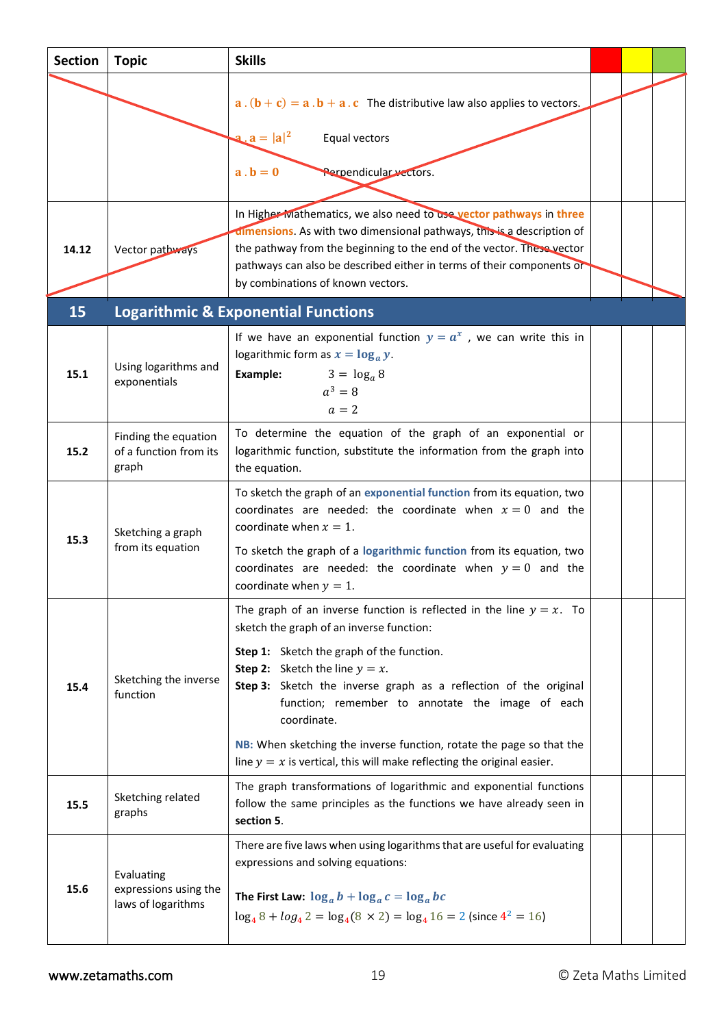| Section | Topic | Skills | | | |
|---|---|---|---|---|---|
| | | $\mathbf{a}\,.\,(\mathbf{b}+\mathbf{c}) = \mathbf{a}\,.\,\mathbf{b} + \mathbf{a}\,.\,\mathbf{c}$ The distributive law also applies to vectors.<br><br>$\mathbf{a}\,.\,\mathbf{a} = \lvert\mathbf{a}\rvert^2$ Equal vectors<br><br>$\mathbf{a}\,.\,\mathbf{b} = 0$ Perpendicular vectors. | | | |
| 14.12 | Vector pathways | In Higher Mathematics, we also need to use **vector pathways** in **three dimensions**. As with two dimensional pathways, this is a description of the pathway from the beginning to the end of the vector. These vector pathways can also be described either in terms of their components or by combinations of known vectors. | | | |
| **15** | **Logarithmic & Exponential Functions** | | | | |
| 15.1 | Using logarithms and exponentials | If we have an exponential function $y = a^x$, we can write this in logarithmic form as $x = \log_a y$.<br>**Example:** $3 = \log_a 8$<br>$a^3 = 8$<br>$a = 2$ | | | |
| 15.2 | Finding the equation of a function from its graph | To determine the equation of the graph of an exponential or logarithmic function, substitute the information from the graph into the equation. | | | |
| 15.3 | Sketching a graph from its equation | To sketch the graph of an **exponential function** from its equation, two coordinates are needed: the coordinate when $x = 0$ and the coordinate when $x = 1$.<br><br>To sketch the graph of a **logarithmic function** from its equation, two coordinates are needed: the coordinate when $y = 0$ and the coordinate when $y = 1$. | | | |
| 15.4 | Sketching the inverse function | The graph of an inverse function is reflected in the line $y = x$. To sketch the graph of an inverse function:<br><br>**Step 1:** Sketch the graph of the function.<br>**Step 2:** Sketch the line $y = x$.<br>**Step 3:** Sketch the inverse graph as a reflection of the original function; remember to annotate the image of each coordinate.<br><br>**NB:** When sketching the inverse function, rotate the page so that the line $y = x$ is vertical, this will make reflecting the original easier. | | | |
| 15.5 | Sketching related graphs | The graph transformations of logarithmic and exponential functions follow the same principles as the functions we have already seen in **section 5**. | | | |
| 15.6 | Evaluating expressions using the laws of logarithms | There are five laws when using logarithms that are useful for evaluating expressions and solving equations:<br><br>**The First Law:** $\log_a b + \log_a c = \log_a bc$<br>$\log_4 8 + \log_4 2 = \log_4(8 \times 2) = \log_4 16 = 2$ (since $4^2 = 16$) | | | |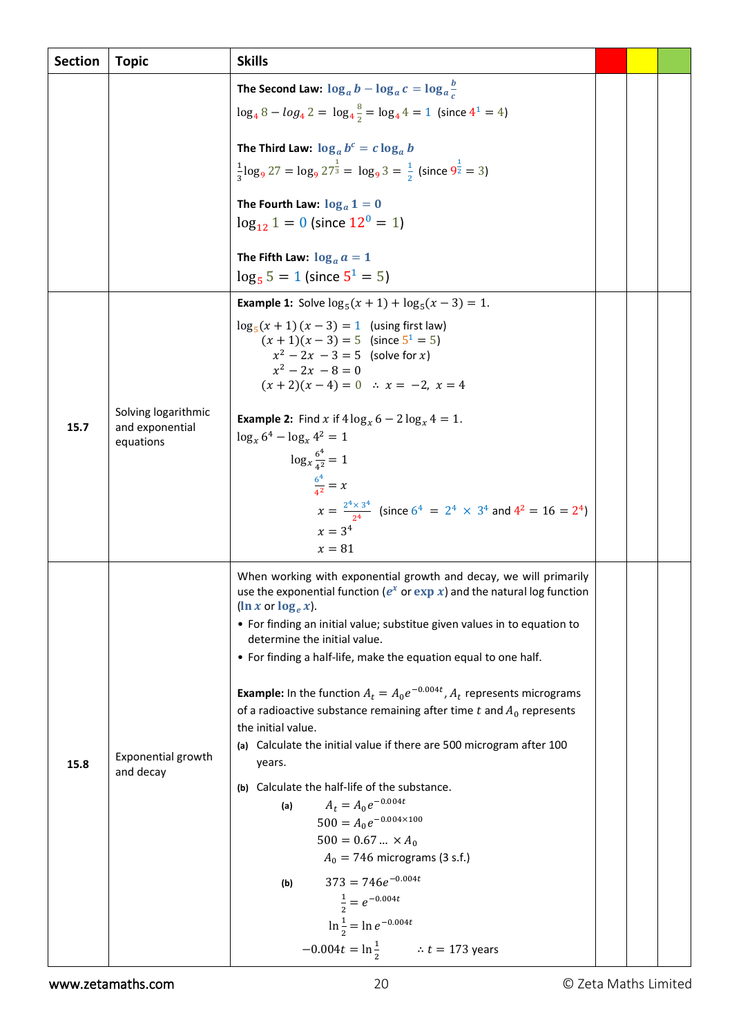| Section | Topic | Skills | | | |
|---|---|---|---|---|---|
| | | **The Second Law:** $\log_a b - \log_a c = \log_a \frac{b}{c}$<br>$\log_4 8 - \log_4 2 = \log_4 \frac{8}{2} = \log_4 4 = 1$ (since $4^1 = 4$)<br><br>**The Third Law:** $\log_a b^c = c \log_a b$<br>$\frac{1}{3}\log_9 27 = \log_9 27^{\frac{1}{3}} = \log_9 3 = \frac{1}{2}$ (since $9^{\frac{1}{2}} = 3$)<br><br>**The Fourth Law:** $\log_a 1 = 0$<br>$\log_{12} 1 = 0$ (since $12^0 = 1$)<br><br>**The Fifth Law:** $\log_a a = 1$<br>$\log_5 5 = 1$ (since $5^1 = 5$) | | | |
| 15.7 | Solving logarithmic and exponential equations | **Example 1:** Solve $\log_5(x+1) + \log_5(x-3) = 1$.<br>$\log_5(x+1)(x-3) = 1$ (using first law)<br>$(x+1)(x-3) = 5$ (since $5^1 = 5$)<br>$x^2 - 2x - 3 = 5$ (solve for $x$)<br>$x^2 - 2x - 8 = 0$<br>$(x+2)(x-4) = 0 \quad \therefore x = -2,\ x = 4$<br><br>**Example 2:** Find $x$ if $4\log_x 6 - 2\log_x 4 = 1$.<br>$\log_x 6^4 - \log_x 4^2 = 1$<br>$\log_x \frac{6^4}{4^2} = 1$<br>$\frac{6^4}{4^2} = x$<br>$x = \frac{2^4 \times 3^4}{2^4}$ (since $6^4 = 2^4 \times 3^4$ and $4^2 = 16 = 2^4$)<br>$x = 3^4$<br>$x = 81$ | | | |
| 15.8 | Exponential growth and decay | When working with exponential growth and decay, we will primarily use the exponential function ($e^x$ or $\exp x$) and the natural log function ($\ln x$ or $\log_e x$).<br>• For finding an initial value; substitue given values in to equation to determine the initial value.<br>• For finding a half-life, make the equation equal to one half.<br><br>**Example:** In the function $A_t = A_0 e^{-0.004t}$, $A_t$ represents micrograms of a radioactive substance remaining after time $t$ and $A_0$ represents the initial value.<br>**(a)** Calculate the initial value if there are 500 microgram after 100 years.<br>**(b)** Calculate the half-life of the substance.<br>**(a)** $A_t = A_0 e^{-0.004t}$<br>$500 = A_0 e^{-0.004 \times 100}$<br>$500 = 0.67\ldots \times A_0$<br>$A_0 = 746$ micrograms (3 s.f.)<br>**(b)** $373 = 746 e^{-0.004t}$<br>$\frac{1}{2} = e^{-0.004t}$<br>$\ln\frac{1}{2} = \ln e^{-0.004t}$<br>$-0.004t = \ln\frac{1}{2} \quad \therefore t = 173$ years | | | |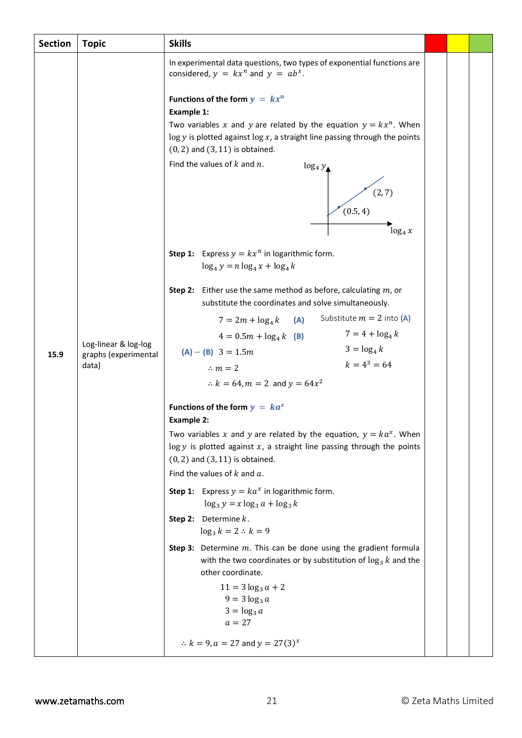| Section | Topic | Skills | | | |
|---|---|---|---|---|---|
| 15.9 | Log-linear & log-log graphs (experimental data) | In experimental data questions, two types of exponential functions are considered, $y = kx^n$ and $y = ab^x$.<br><br>**Functions of the form $y = kx^n$**<br>**Example 1:**<br>Two variables $x$ and $y$ are related by the equation $y = kx^n$. When $\log y$ is plotted against $\log x$, a straight line passing through the points $(0, 2)$ and $(3, 11)$ is obtained.<br>Find the values of $k$ and $n$.<br><br>$\log_4 y$<br>$(2, 7)$<br>$(0.5, 4)$<br>$\log_4 x$<br><br>**Step 1:** Express $y = kx^n$ in logarithmic form.<br>$\log_4 y = n \log_4 x + \log_4 k$<br><br>**Step 2:** Either use the same method as before, calculating $m$, or substitute the coordinates and solve simultaneously.<br>$7 = 2m + \log_4 k$ **(A)**<br>$4 = 0.5m + \log_4 k$ **(B)**<br>**(A) − (B)** $3 = 1.5m$<br>$\therefore m = 2$<br>Substitute $m = 2$ into **(A)**<br>$7 = 4 + \log_4 k$<br>$3 = \log_4 k$<br>$k = 4^3 = 64$<br>$\therefore k = 64, m = 2$ and $y = 64x^2$<br><br>**Functions of the form $y = ka^x$**<br>**Example 2:**<br>Two variables $x$ and $y$ are related by the equation, $y = ka^x$. When $\log y$ is plotted against $x$, a straight line passing through the points $(0, 2)$ and $(3, 11)$ is obtained.<br>Find the values of $k$ and $a$.<br><br>**Step 1:** Express $y = ka^x$ in logarithmic form.<br>$\log_3 y = x \log_3 a + \log_3 k$<br>**Step 2:** Determine $k$.<br>$\log_3 k = 2 \therefore k = 9$<br>**Step 3:** Determine $m$. This can be done using the gradient formula with the two coordinates or by substitution of $\log_3 k$ and the other coordinate.<br>$11 = 3 \log_3 a + 2$<br>$9 = 3 \log_3 a$<br>$3 = \log_3 a$<br>$a = 27$<br>$\therefore k = 9, a = 27$ and $y = 27(3)^x$ | | | |